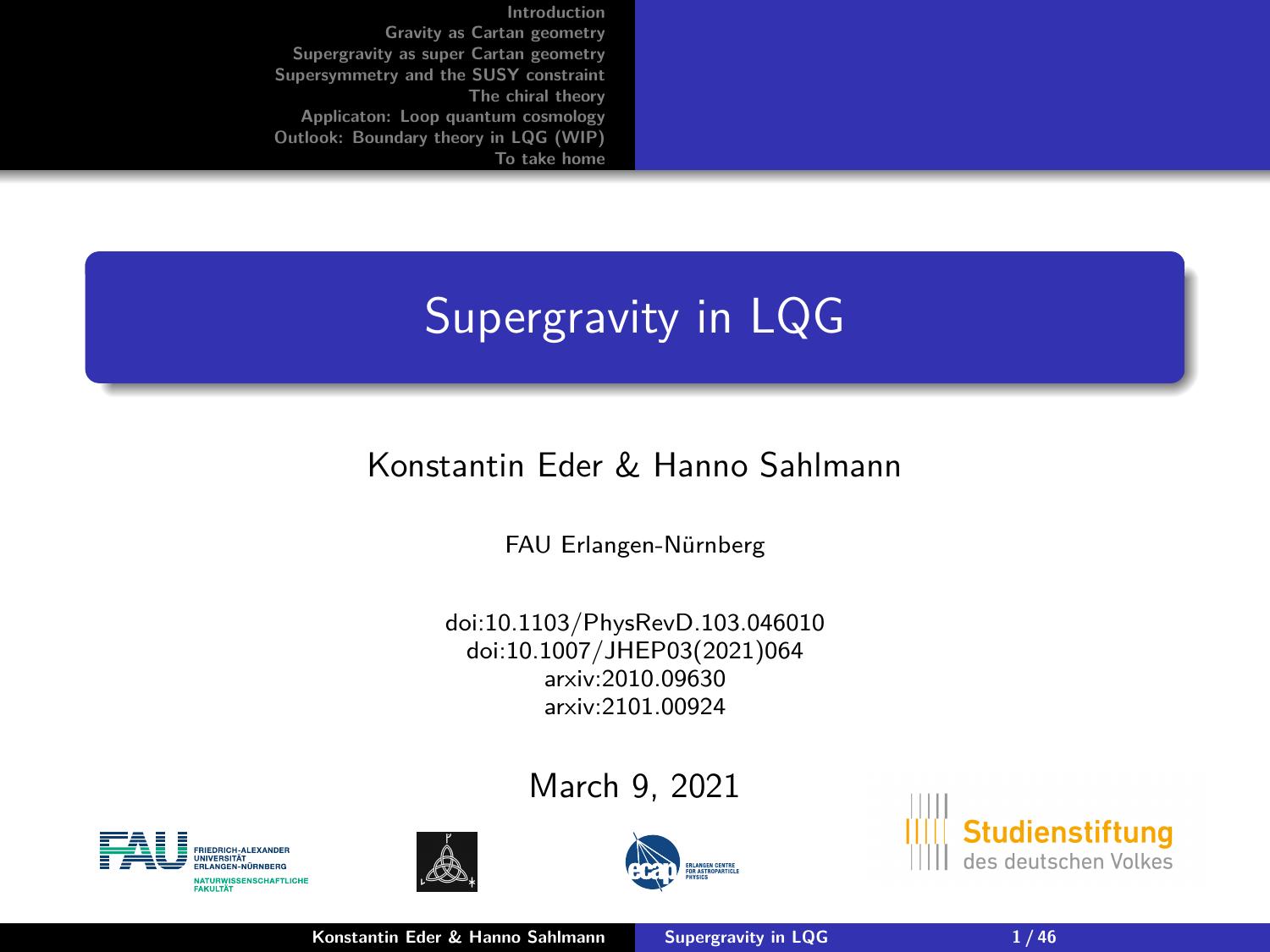# Supergravity in LQG

Konstantin Eder & Hanno Sahlmann

FAU Erlangen-Nürnberg

doi:10.1103/PhysRevD.103.046010
doi:10.1007/JHEP03(2021)064
arxiv:2010.09630
arxiv:2101.00924

March 9, 2021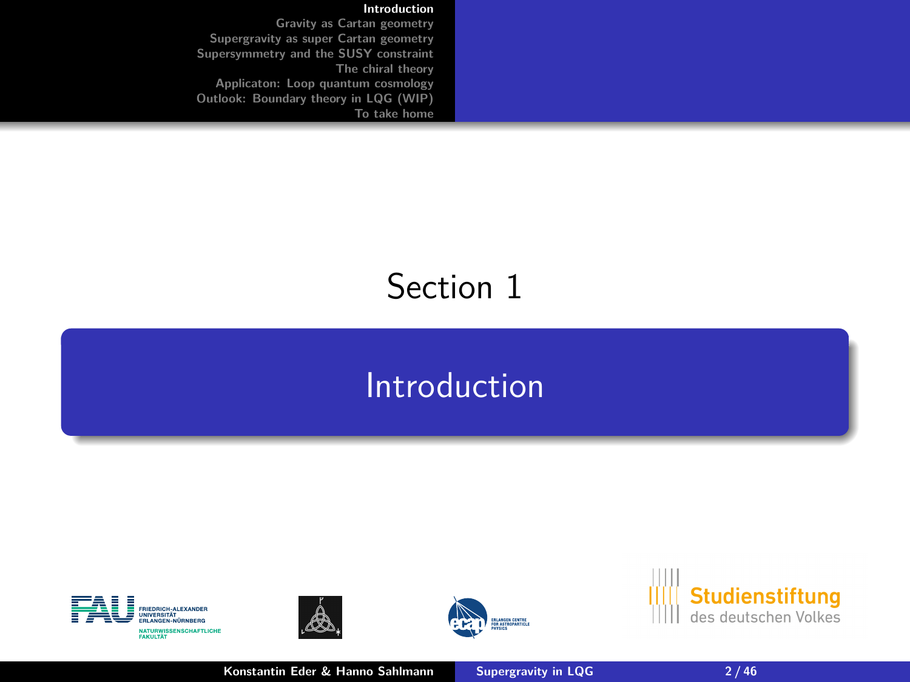# Section 1

## Introduction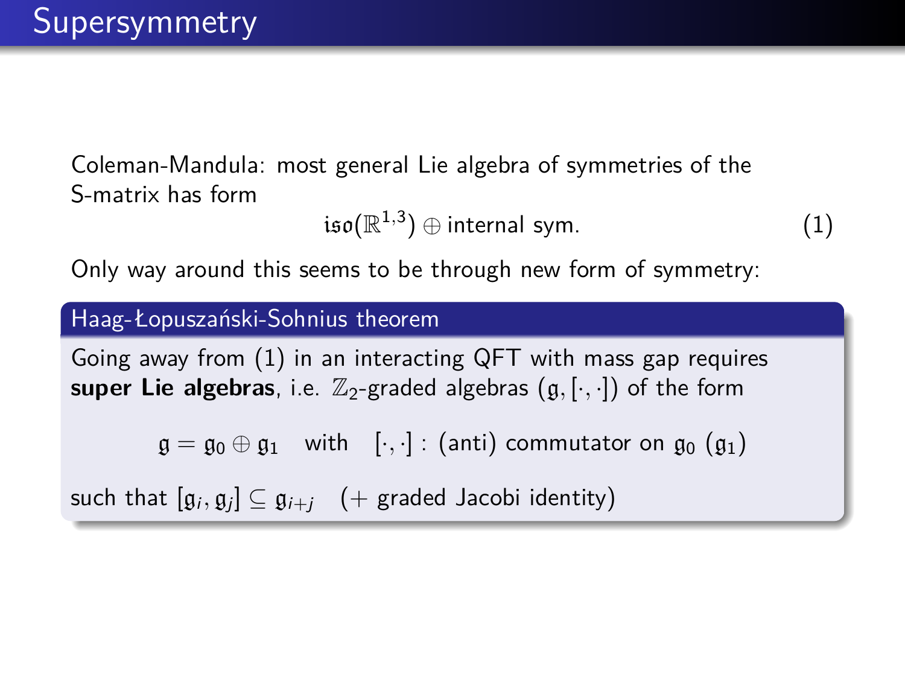# Supersymmetry

Coleman-Mandula: most general Lie algebra of symmetries of the S-matrix has form

$$\mathfrak{iso}(\mathbb{R}^{1,3}) \oplus \text{internal sym.} \tag{1}$$

Only way around this seems to be through new form of symmetry:

### Haag-Łopuszański-Sohnius theorem

Going away from (1) in an interacting QFT with mass gap requires **super Lie algebras**, i.e. $\mathbb{Z}_2$-graded algebras $(\mathfrak{g}, [\cdot,\cdot])$ of the form

$$\mathfrak{g} = \mathfrak{g}_0 \oplus \mathfrak{g}_1 \quad \text{with} \quad [\cdot,\cdot] : \text{(anti) commutator on } \mathfrak{g}_0 \ (\mathfrak{g}_1)$$

such that $[\mathfrak{g}_i, \mathfrak{g}_j] \subseteq \mathfrak{g}_{i+j}$ (+ graded Jacobi identity)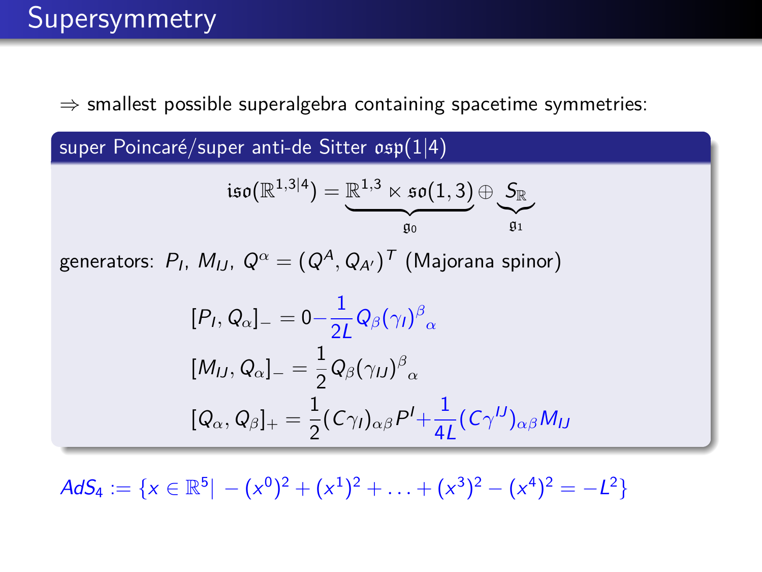# Supersymmetry

$\Rightarrow$ smallest possible superalgebra containing spacetime symmetries:

**super Poincaré/super anti-de Sitter $\mathfrak{osp}(1|4)$**

$$\mathfrak{iso}(\mathbb{R}^{1,3|4}) = \underbrace{\mathbb{R}^{1,3} \ltimes \mathfrak{so}(1,3)}_{\mathfrak{g}_0} \oplus \underbrace{S_{\mathbb{R}}}_{\mathfrak{g}_1}$$

generators: $P_I$, $M_{IJ}$, $Q^\alpha = (Q^A, Q_{A'})^T$ (Majorana spinor)

$$[P_I, Q_\alpha]_- = 0 - \frac{1}{2L} Q_\beta (\gamma_I)^\beta{}_\alpha$$

$$[M_{IJ}, Q_\alpha]_- = \frac{1}{2} Q_\beta (\gamma_{IJ})^\beta{}_\alpha$$

$$[Q_\alpha, Q_\beta]_+ = \frac{1}{2}(C\gamma_I)_{\alpha\beta} P^I + \frac{1}{4L}(C\gamma^{IJ})_{\alpha\beta} M_{IJ}$$

$$AdS_4 := \{x \in \mathbb{R}^5 | -(x^0)^2 + (x^1)^2 + \ldots + (x^3)^2 - (x^4)^2 = -L^2\}$$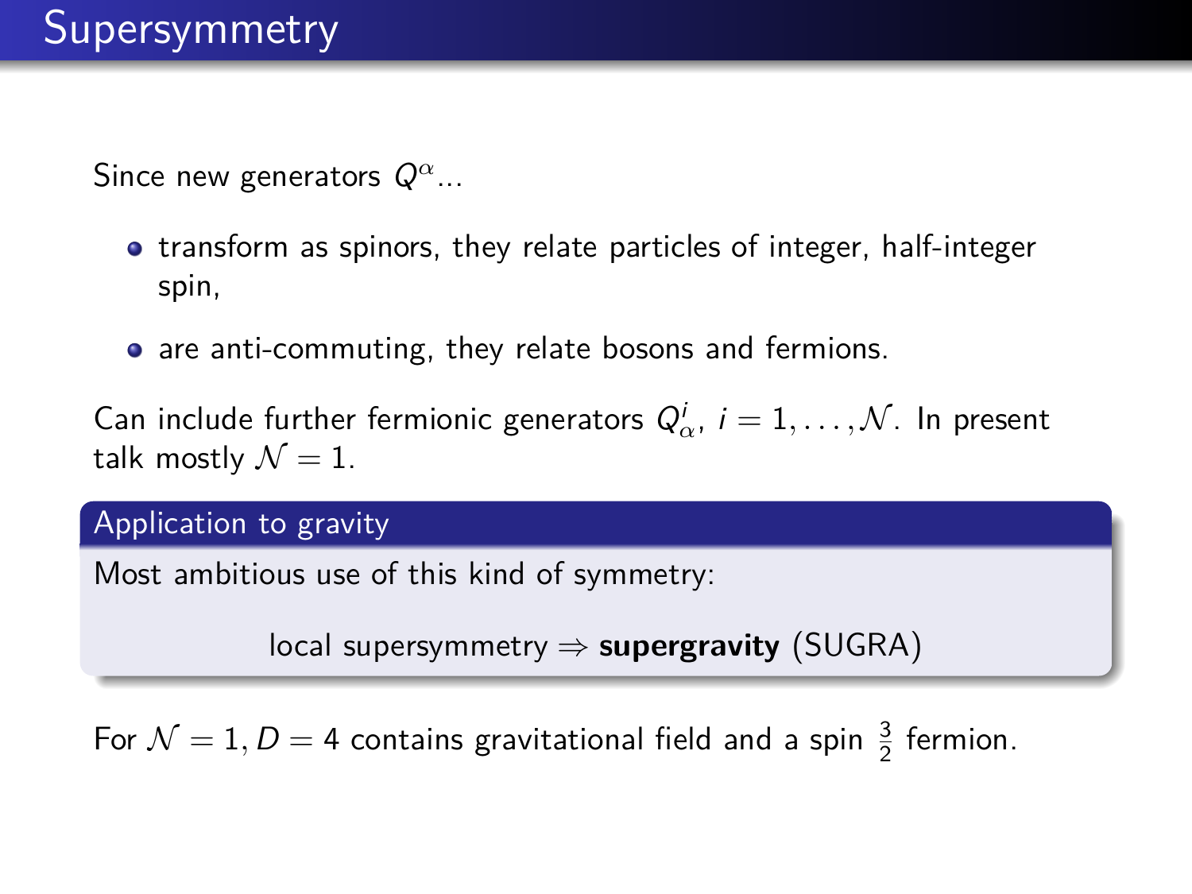# Supersymmetry

Since new generators $Q^{\alpha}$...

- transform as spinors, they relate particles of integer, half-integer spin,
- are anti-commuting, they relate bosons and fermions.

Can include further fermionic generators $Q^{i}_{\alpha}$, $i = 1, \ldots, \mathcal{N}$. In present talk mostly $\mathcal{N} = 1$.

**Application to gravity**

Most ambitious use of this kind of symmetry:

local supersymmetry $\Rightarrow$ **supergravity** (SUGRA)

For $\mathcal{N} = 1, D = 4$ contains gravitational field and a spin $\frac{3}{2}$ fermion.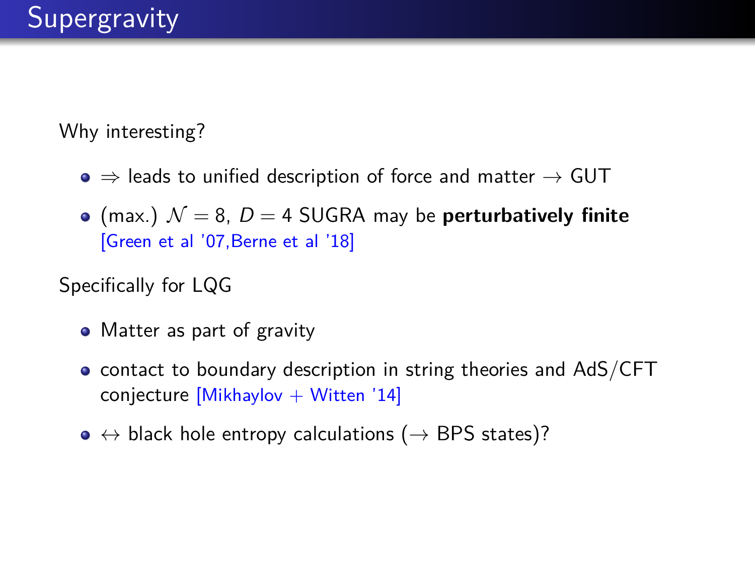# Supergravity

Why interesting?

- $\Rightarrow$ leads to unified description of force and matter $\rightarrow$ GUT
- (max.) $\mathcal{N} = 8$, $D = 4$ SUGRA may be **perturbatively finite** [Green et al '07,Berne et al '18]

Specifically for LQG

- Matter as part of gravity
- contact to boundary description in string theories and AdS/CFT conjecture [Mikhaylov + Witten '14]
- $\leftrightarrow$ black hole entropy calculations ($\rightarrow$ BPS states)?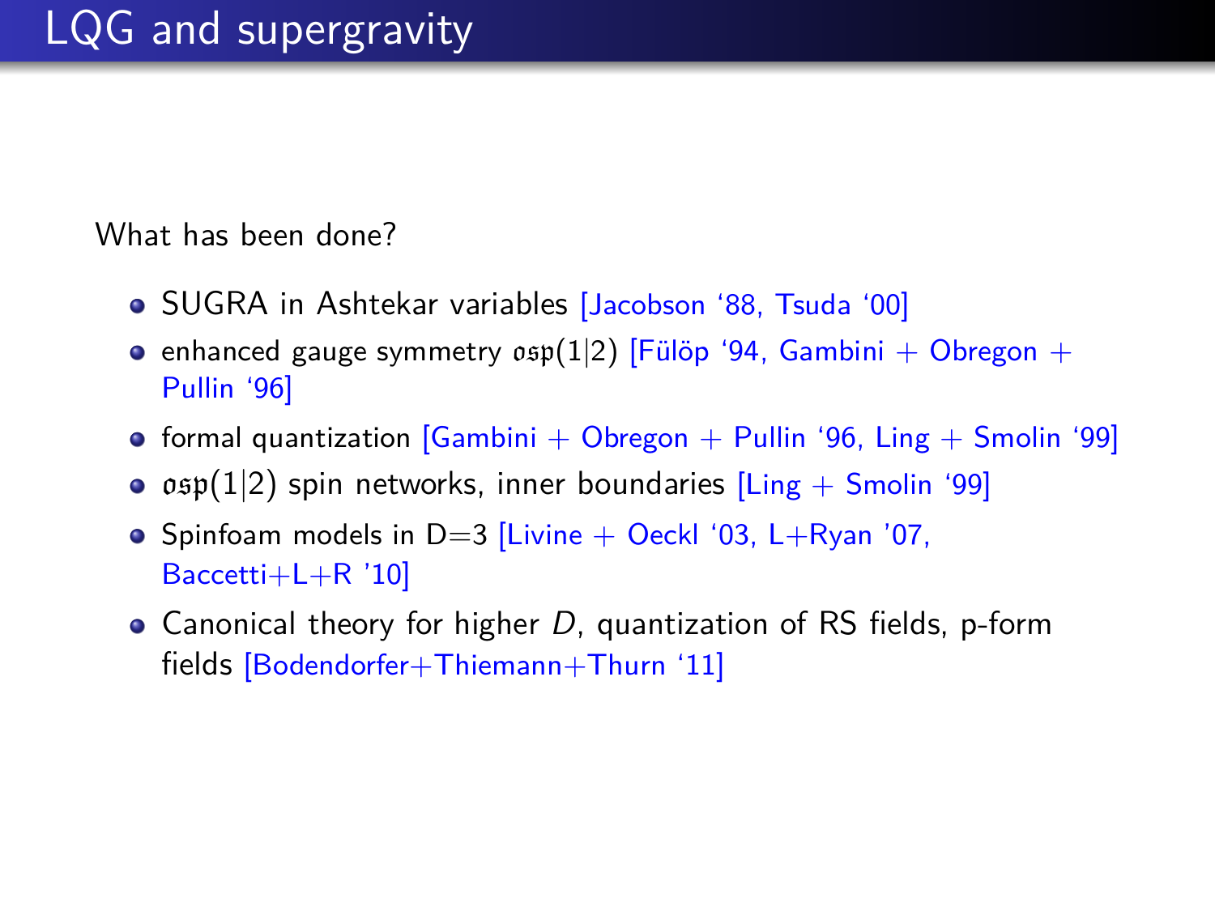# LQG and supergravity

What has been done?

- SUGRA in Ashtekar variables [Jacobson '88, Tsuda '00]
- enhanced gauge symmetry $\mathfrak{osp}(1|2)$ [Fülöp '94, Gambini + Obregon + Pullin '96]
- formal quantization [Gambini + Obregon + Pullin '96, Ling + Smolin '99]
- $\mathfrak{osp}(1|2)$ spin networks, inner boundaries [Ling + Smolin '99]
- Spinfoam models in D=3 [Livine + Oeckl '03, L+Ryan '07, Baccetti+L+R '10]
- Canonical theory for higher $D$, quantization of RS fields, p-form fields [Bodendorfer+Thiemann+Thurn '11]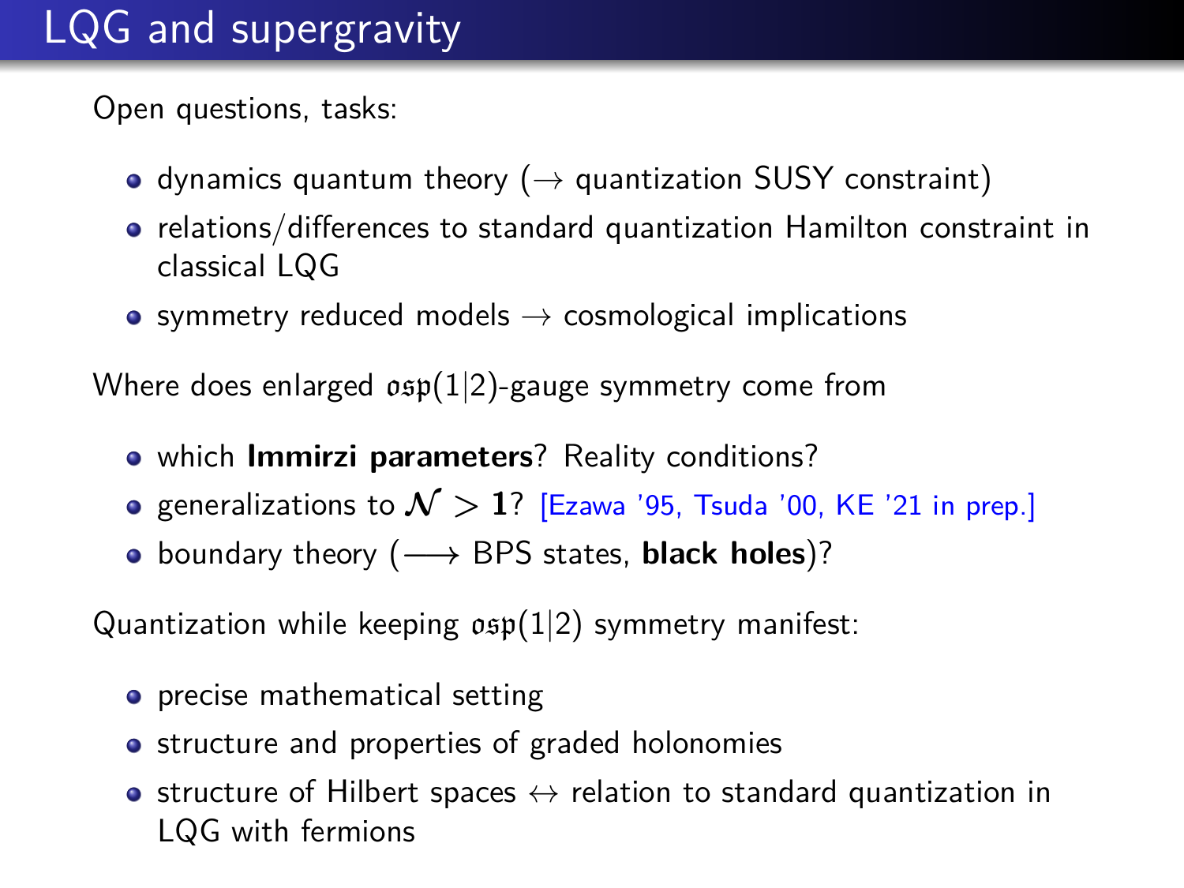# LQG and supergravity

Open questions, tasks:

- dynamics quantum theory ($\rightarrow$ quantization SUSY constraint)
- relations/differences to standard quantization Hamilton constraint in classical LQG
- symmetry reduced models $\rightarrow$ cosmological implications

Where does enlarged $\mathfrak{osp}(1|2)$-gauge symmetry come from

- which **Immirzi parameters**? Reality conditions?
- generalizations to $\boldsymbol{\mathcal{N} > 1}$? [Ezawa '95, Tsuda '00, KE '21 in prep.]
- boundary theory ($\longrightarrow$ BPS states, **black holes**)?

Quantization while keeping $\mathfrak{osp}(1|2)$ symmetry manifest:

- precise mathematical setting
- structure and properties of graded holonomies
- structure of Hilbert spaces $\leftrightarrow$ relation to standard quantization in LQG with fermions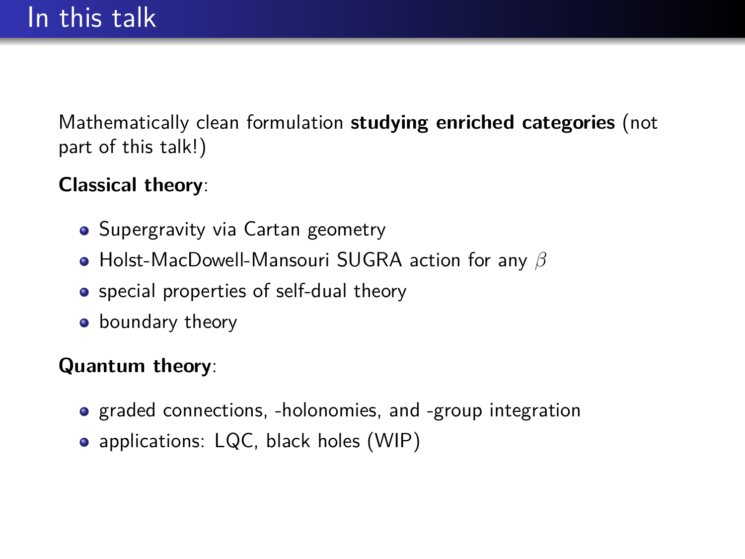# In this talk

Mathematically clean formulation **studying enriched categories** (not part of this talk!)

**Classical theory**:

- Supergravity via Cartan geometry
- Holst-MacDowell-Mansouri SUGRA action for any $\beta$
- special properties of self-dual theory
- boundary theory

**Quantum theory**:

- graded connections, -holonomies, and -group integration
- applications: LQC, black holes (WIP)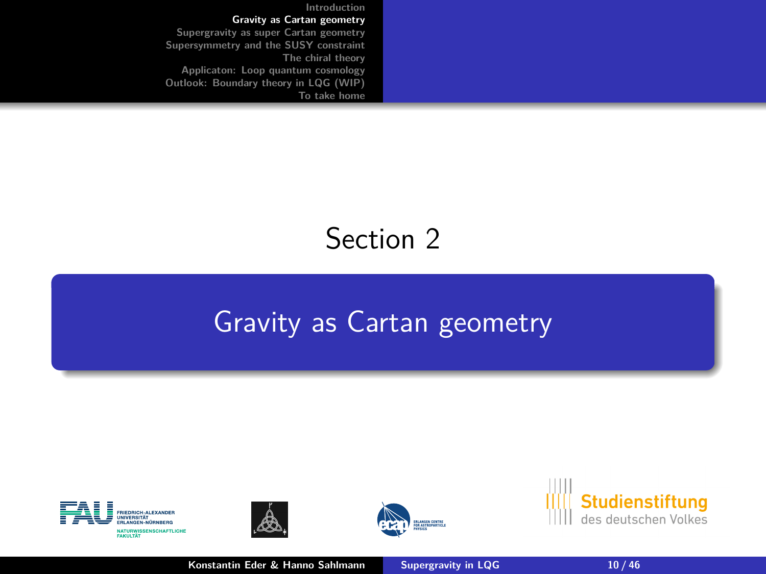Section 2

# Gravity as Cartan geometry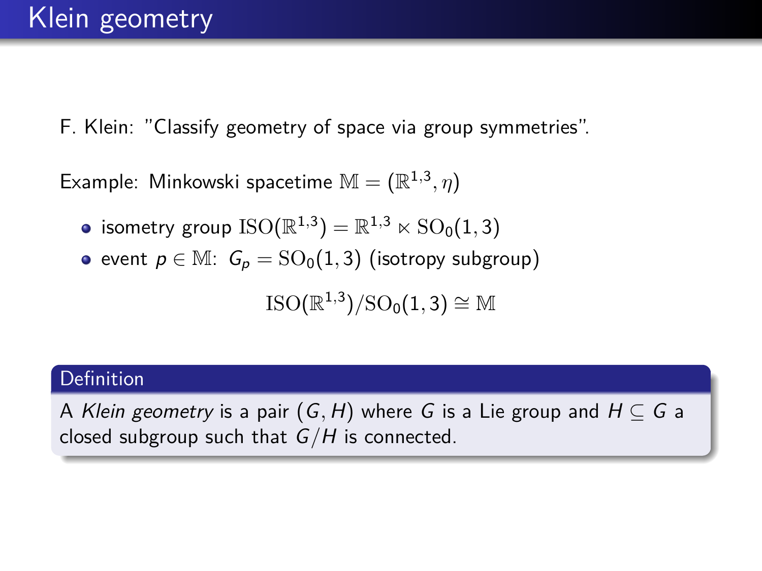# Klein geometry

F. Klein: "Classify geometry of space via group symmetries".

Example: Minkowski spacetime $\mathbb{M} = (\mathbb{R}^{1,3}, \eta)$

- isometry group $\mathrm{ISO}(\mathbb{R}^{1,3}) = \mathbb{R}^{1,3} \ltimes \mathrm{SO}_0(1,3)$
- event $p \in \mathbb{M}$: $G_p = \mathrm{SO}_0(1,3)$ (isotropy subgroup)

$$\mathrm{ISO}(\mathbb{R}^{1,3})/\mathrm{SO}_0(1,3) \cong \mathbb{M}$$

**Definition**

A *Klein geometry* is a pair $(G, H)$ where $G$ is a Lie group and $H \subseteq G$ a closed subgroup such that $G/H$ is connected.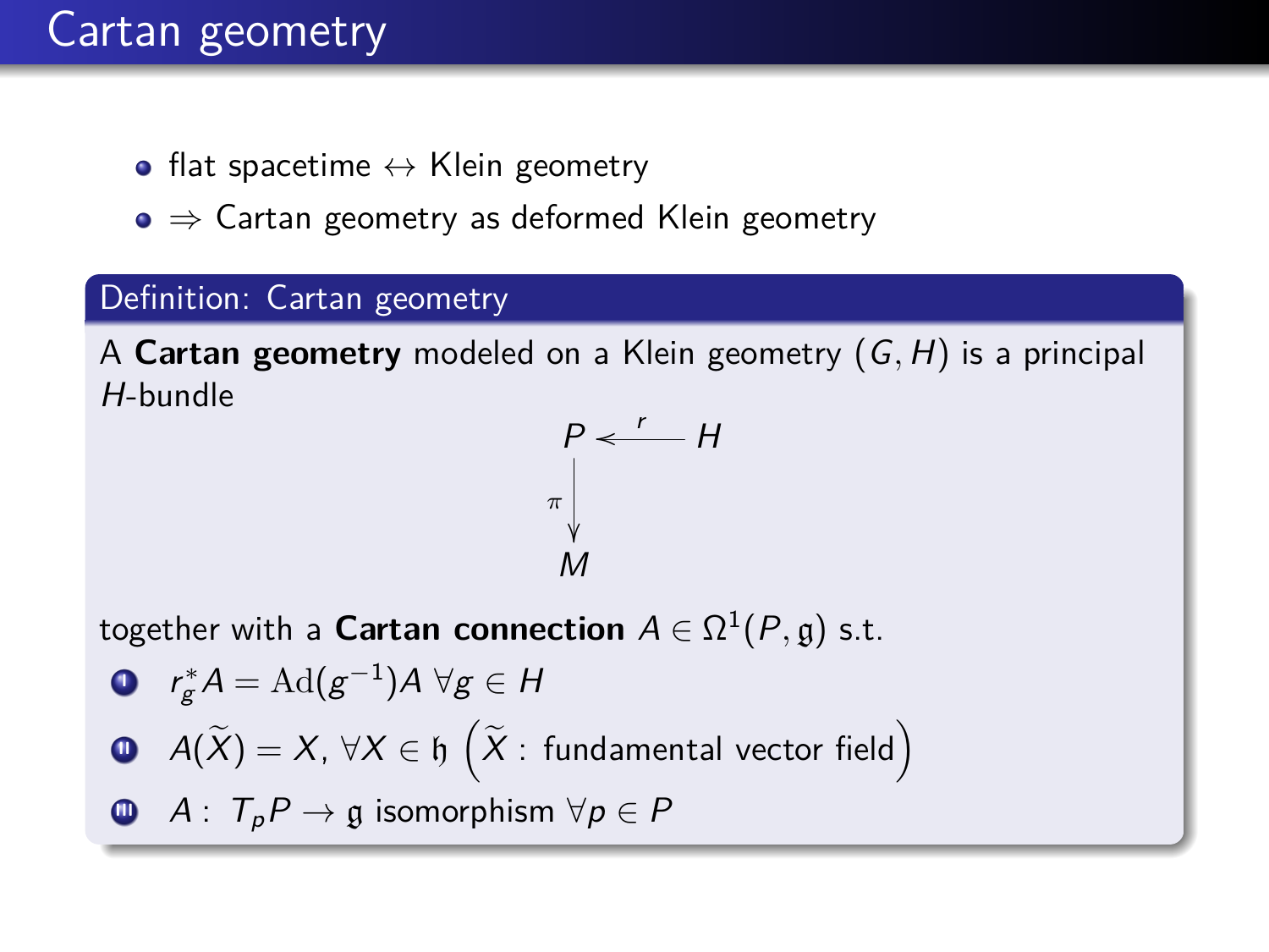# Cartan geometry

- flat spacetime $\leftrightarrow$ Klein geometry
- $\Rightarrow$ Cartan geometry as deformed Klein geometry

**Definition: Cartan geometry**

A **Cartan geometry** modeled on a Klein geometry $(G, H)$ is a principal $H$-bundle

$$\begin{array}{ccc} P & \xleftarrow{\;r\;} & H \\ {\scriptstyle\pi}\downarrow & & \\ M & & \end{array}$$

together with a **Cartan connection** $A \in \Omega^1(P, \mathfrak{g})$ s.t.

1. $r_g^* A = \mathrm{Ad}(g^{-1}) A \;\forall g \in H$
2. $A(\widetilde{X}) = X, \;\forall X \in \mathfrak{h} \;\left(\widetilde{X}: \text{ fundamental vector field}\right)$
3. $A: \; T_p P \to \mathfrak{g}$ isomorphism $\forall p \in P$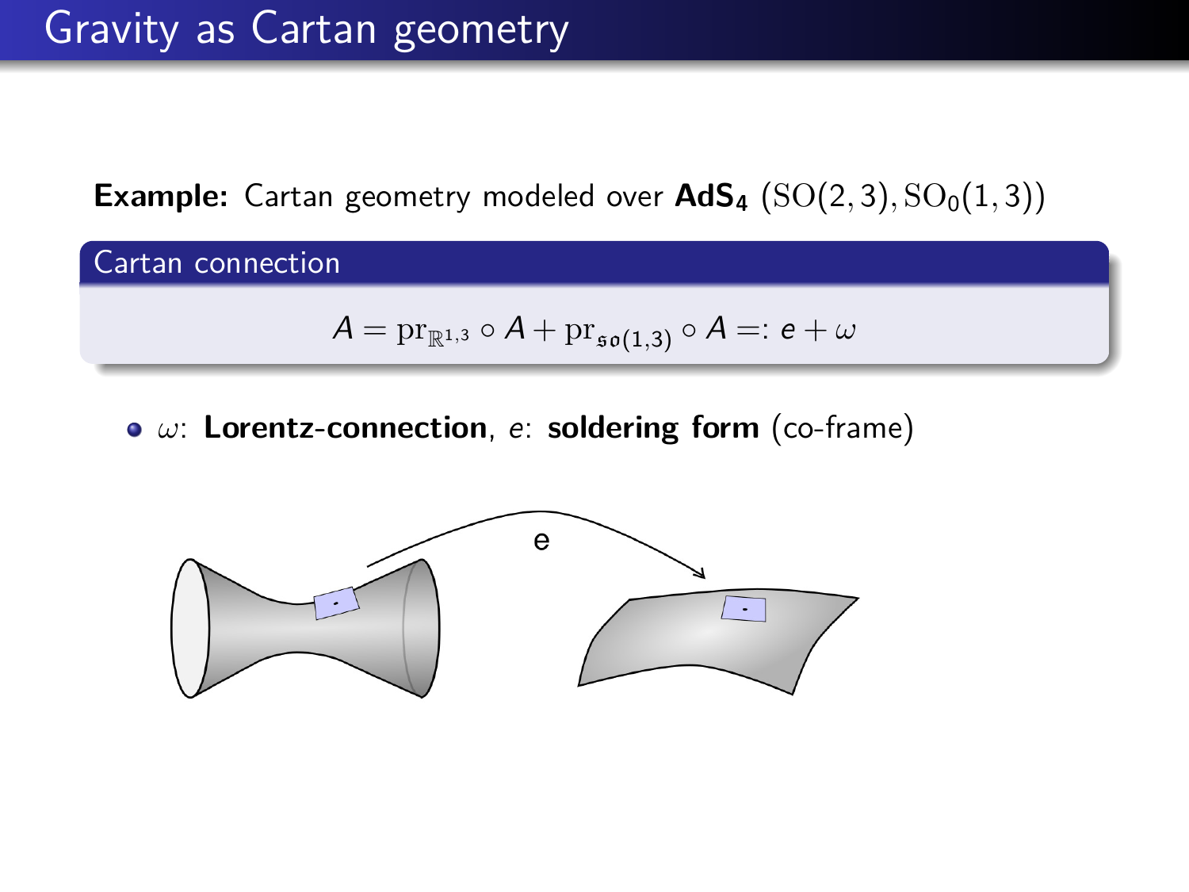# Gravity as Cartan geometry

**Example:** Cartan geometry modeled over **AdS$_4$** $(\mathrm{SO}(2,3), \mathrm{SO}_0(1,3))$

**Cartan connection**

$$A = \mathrm{pr}_{\mathbb{R}^{1,3}} \circ A + \mathrm{pr}_{\mathfrak{so}(1,3)} \circ A =: e + \omega$$

- $\omega$: **Lorentz-connection**, $e$: **soldering form** (co-frame)

e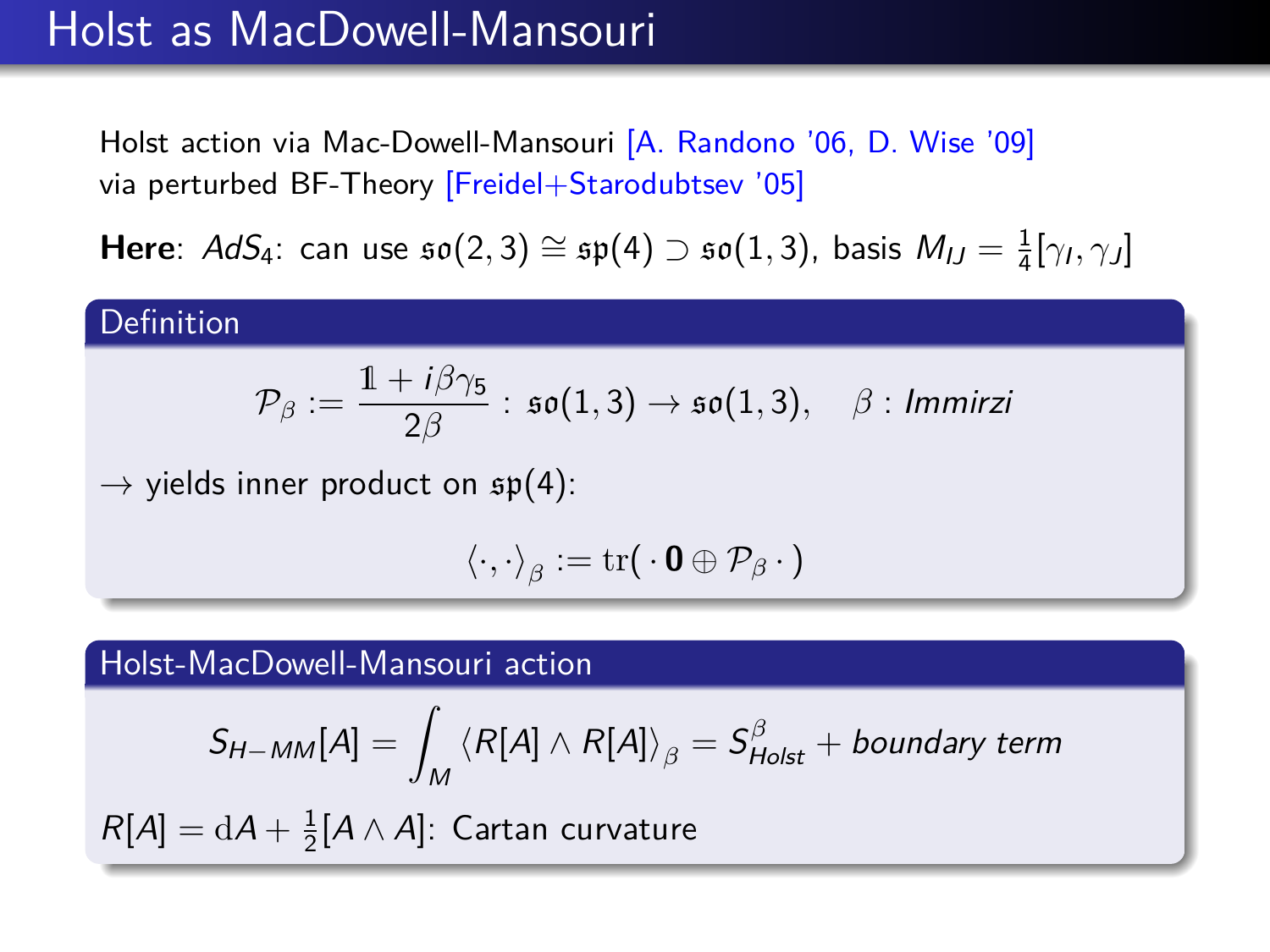# Holst as MacDowell-Mansouri

Holst action via Mac-Dowell-Mansouri [A. Randono '06, D. Wise '09]
via perturbed BF-Theory [Freidel+Starodubtsev '05]

**Here**: $AdS_4$: can use $\mathfrak{so}(2,3) \cong \mathfrak{sp}(4) \supset \mathfrak{so}(1,3)$, basis $M_{IJ} = \frac{1}{4}[\gamma_I, \gamma_J]$

**Definition**

$$\mathcal{P}_\beta := \frac{\mathbb{1} + i\beta\gamma_5}{2\beta} : \mathfrak{so}(1,3) \to \mathfrak{so}(1,3), \quad \beta : \textit{Immirzi}$$

$\to$ yields inner product on $\mathfrak{sp}(4)$:

$$\langle \cdot, \cdot \rangle_\beta := \mathrm{tr}(\,\cdot\, \mathbf{0} \oplus \mathcal{P}_\beta\, \cdot\,)$$

**Holst-MacDowell-Mansouri action**

$$S_{H-MM}[A] = \int_M \langle R[A] \wedge R[A] \rangle_\beta = S^\beta_{Holst} + \textit{boundary term}$$

$R[A] = \mathrm{d}A + \frac{1}{2}[A \wedge A]$: Cartan curvature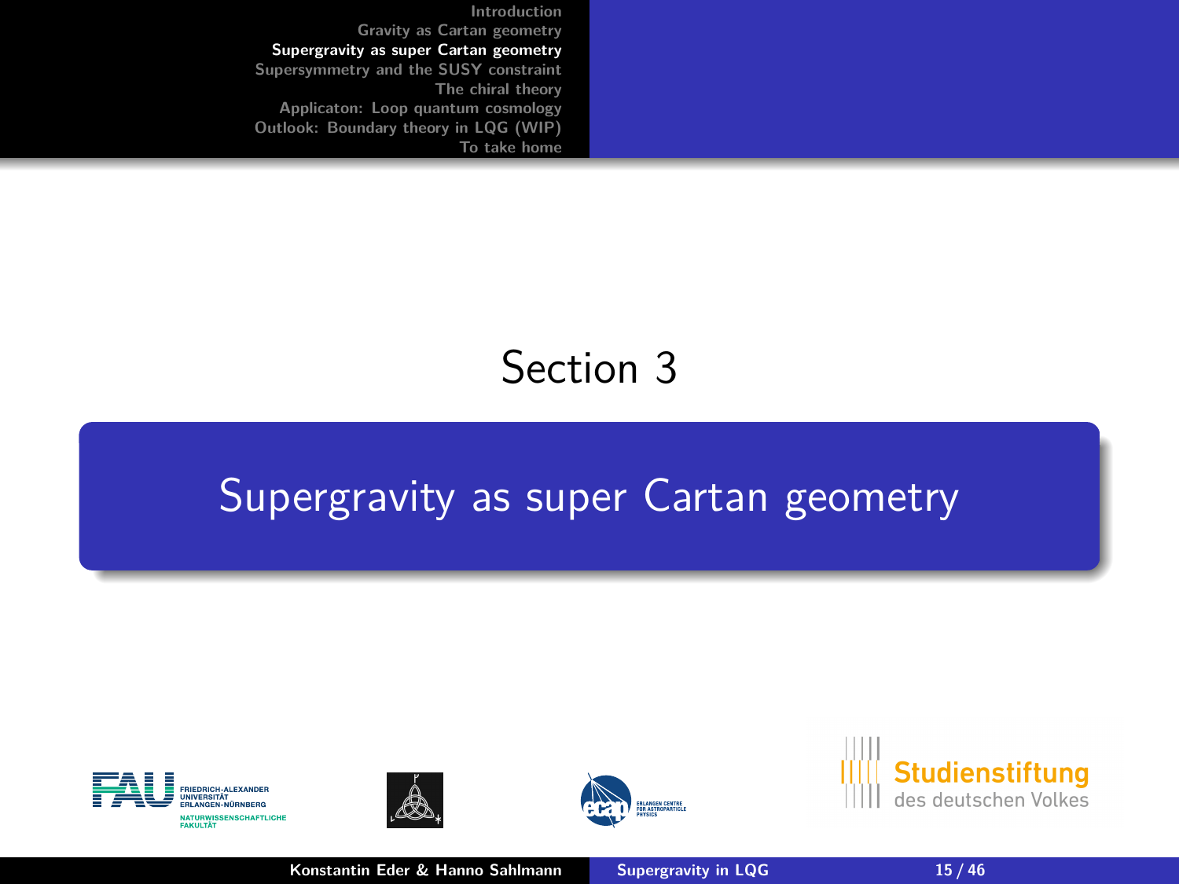Section 3

# Supergravity as super Cartan geometry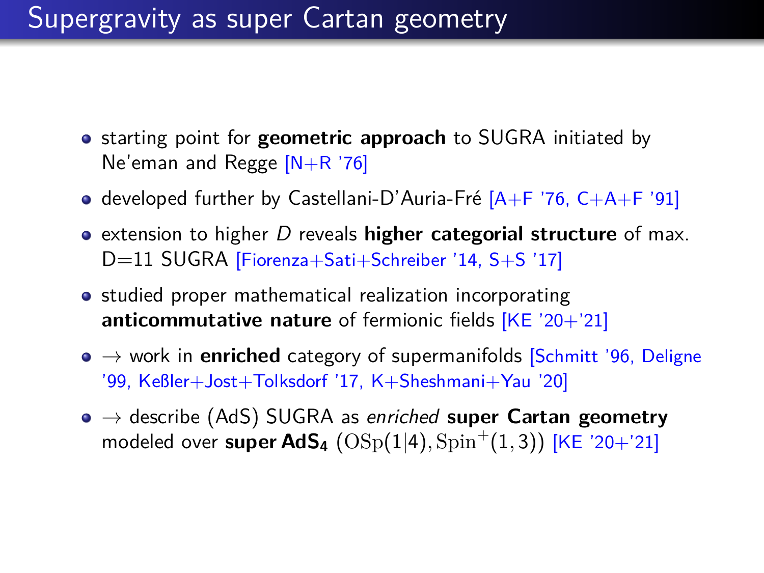# Supergravity as super Cartan geometry

- starting point for **geometric approach** to SUGRA initiated by Ne'eman and Regge [N+R '76]
- developed further by Castellani-D'Auria-Fré [A+F '76, C+A+F '91]
- extension to higher $D$ reveals **higher categorial structure** of max. D=11 SUGRA [Fiorenza+Sati+Schreiber '14, S+S '17]
- studied proper mathematical realization incorporating **anticommutative nature** of fermionic fields [KE '20+'21]
- → work in **enriched** category of supermanifolds [Schmitt '96, Deligne '99, Keßler+Jost+Tolksdorf '17, K+Sheshmani+Yau '20]
- → describe (AdS) SUGRA as *enriched* **super Cartan geometry** modeled over **super AdS$_4$** $(\mathrm{OSp}(1|4), \mathrm{Spin}^+(1,3))$ [KE '20+'21]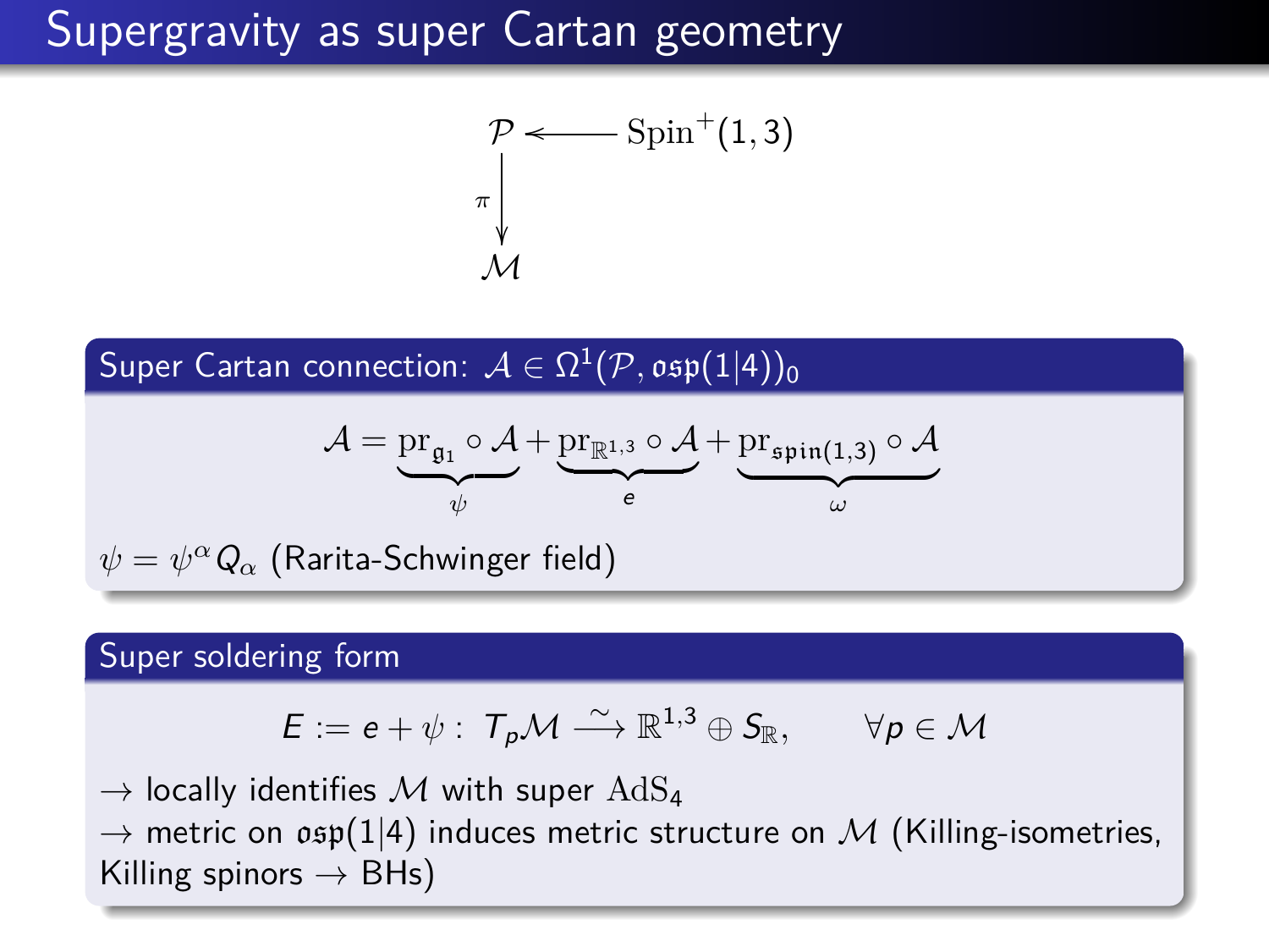# Supergravity as super Cartan geometry

$$
\begin{array}{ccc}
\mathcal{P} & \longleftarrow & \mathrm{Spin}^+(1,3) \\
\big\downarrow{\scriptstyle \pi} & & \\
\mathcal{M} & &
\end{array}
$$

**Super Cartan connection: $\mathcal{A} \in \Omega^1(\mathcal{P}, \mathfrak{osp}(1|4))_0$**

$$
\mathcal{A} = \underbrace{\mathrm{pr}_{\mathfrak{g}_1} \circ \mathcal{A}}_{\psi} + \underbrace{\mathrm{pr}_{\mathbb{R}^{1,3}} \circ \mathcal{A}}_{e} + \underbrace{\mathrm{pr}_{\mathfrak{spin}(1,3)} \circ \mathcal{A}}_{\omega}
$$

$\psi = \psi^\alpha Q_\alpha$ (Rarita-Schwinger field)

**Super soldering form**

$$
E := e + \psi : \; T_p\mathcal{M} \xrightarrow{\sim} \mathbb{R}^{1,3} \oplus S_{\mathbb{R}}, \qquad \forall p \in \mathcal{M}
$$

$\rightarrow$ locally identifies $\mathcal{M}$ with super $\mathrm{AdS}_4$

$\rightarrow$ metric on $\mathfrak{osp}(1|4)$ induces metric structure on $\mathcal{M}$ (Killing-isometries, Killing spinors $\rightarrow$ BHs)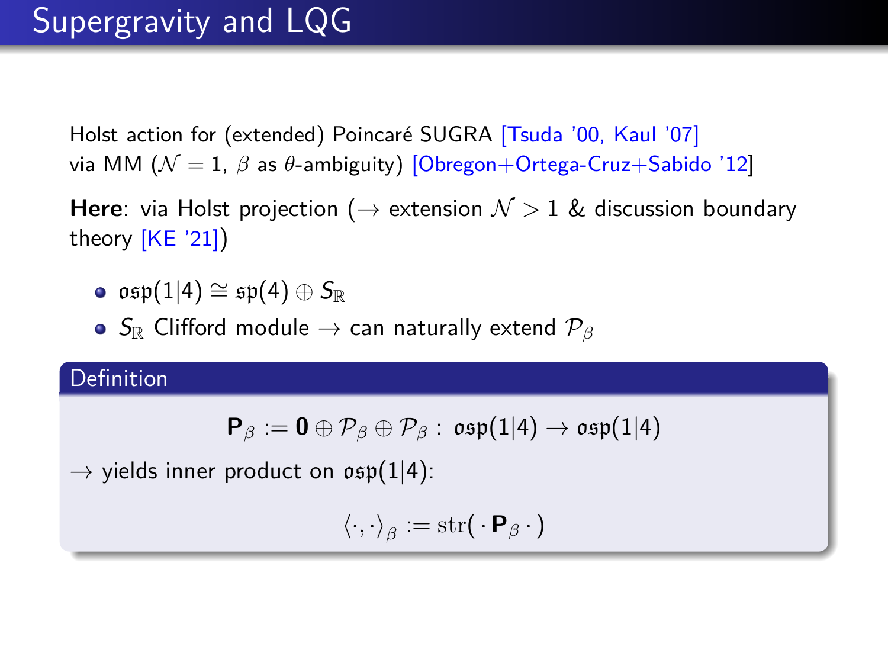# Supergravity and LQG

Holst action for (extended) Poincaré SUGRA [Tsuda '00, Kaul '07]
via MM ($\mathcal{N}=1$, $\beta$ as $\theta$-ambiguity) [Obregon+Ortega-Cruz+Sabido '12]

**Here**: via Holst projection ($\rightarrow$ extension $\mathcal{N}>1$ & discussion boundary theory [KE '21])

- $\mathfrak{osp}(1|4) \cong \mathfrak{sp}(4) \oplus S_{\mathbb{R}}$
- $S_{\mathbb{R}}$ Clifford module $\rightarrow$ can naturally extend $\mathcal{P}_\beta$

**Definition**

$$\mathbf{P}_\beta := \mathbf{0} \oplus \mathcal{P}_\beta \oplus \mathcal{P}_\beta : \; \mathfrak{osp}(1|4) \rightarrow \mathfrak{osp}(1|4)$$

$\rightarrow$ yields inner product on $\mathfrak{osp}(1|4)$:

$$\langle \cdot, \cdot \rangle_\beta := \mathrm{str}(\,\cdot\,\mathbf{P}_\beta\,\cdot\,)$$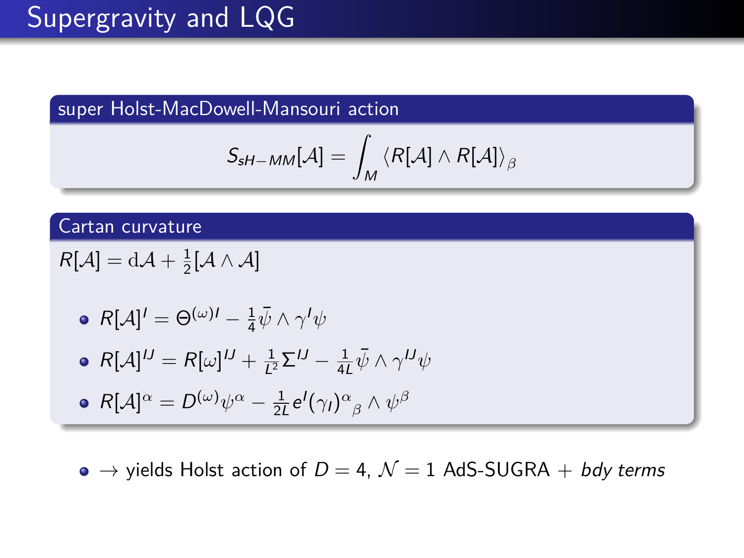# Supergravity and LQG

### super Holst-MacDowell-Mansouri action

$$S_{sH-MM}[\mathcal{A}] = \int_M \langle R[\mathcal{A}] \wedge R[\mathcal{A}] \rangle_\beta$$

### Cartan curvature

$R[\mathcal{A}] = \mathrm{d}\mathcal{A} + \frac{1}{2}[\mathcal{A} \wedge \mathcal{A}]$

- $R[\mathcal{A}]^I = \Theta^{(\omega)I} - \frac{1}{4}\bar{\psi} \wedge \gamma^I \psi$
- $R[\mathcal{A}]^{IJ} = R[\omega]^{IJ} + \frac{1}{L^2}\Sigma^{IJ} - \frac{1}{4L}\bar{\psi} \wedge \gamma^{IJ}\psi$
- $R[\mathcal{A}]^\alpha = D^{(\omega)}\psi^\alpha - \frac{1}{2L}e^I(\gamma_I)^\alpha{}_\beta \wedge \psi^\beta$

- $\rightarrow$ yields Holst action of $D = 4$, $\mathcal{N} = 1$ AdS-SUGRA + *bdy terms*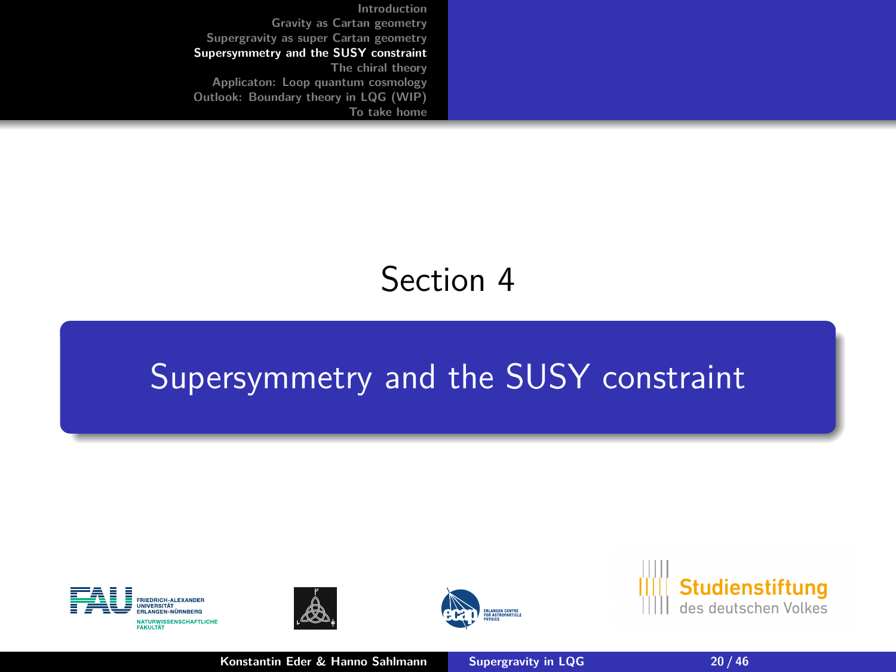Section 4

# Supersymmetry and the SUSY constraint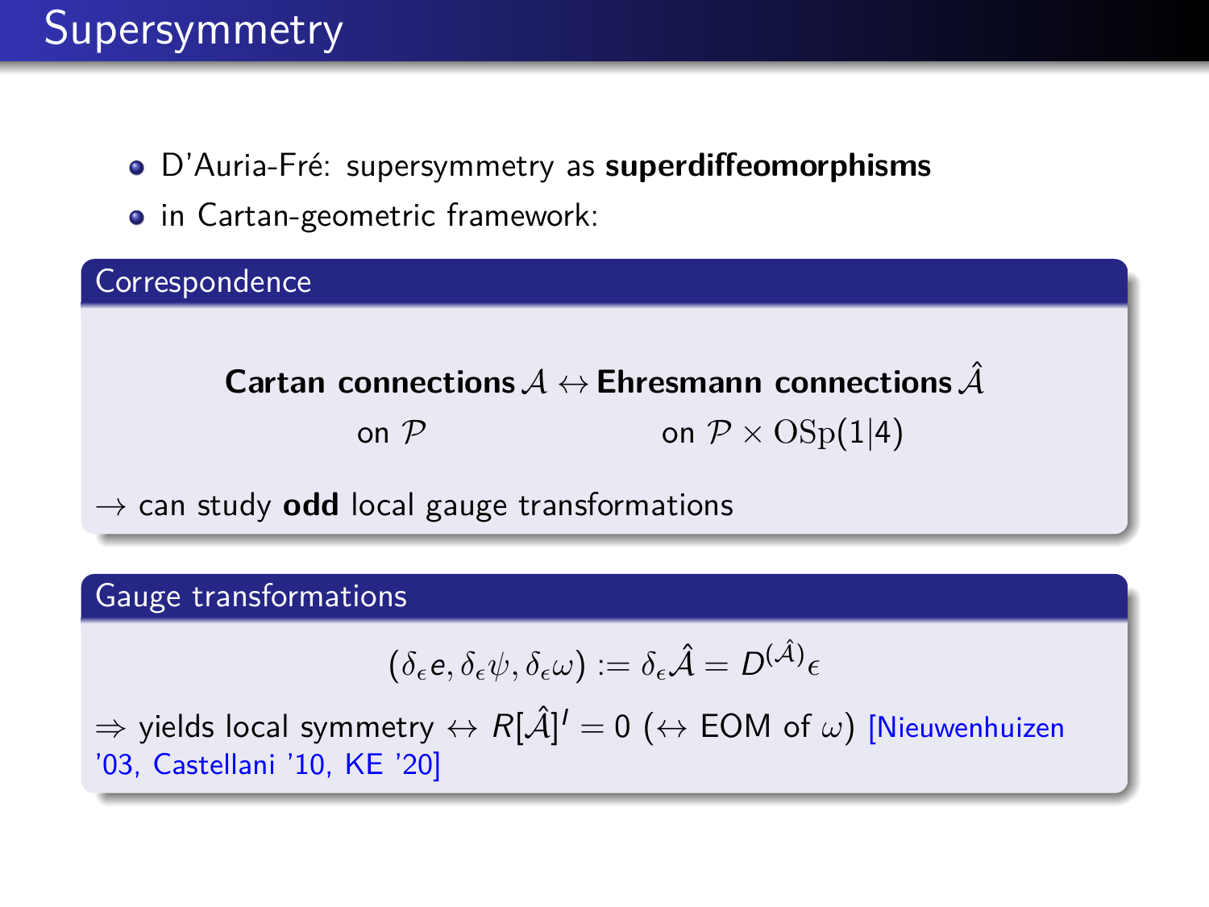# Supersymmetry

- D'Auria-Fré: supersymmetry as **superdiffeomorphisms**
- in Cartan-geometric framework:

### Correspondence

$$\textbf{Cartan connections}\,\mathcal{A} \leftrightarrow \textbf{Ehresmann connections}\,\hat{\mathcal{A}}$$

$$\text{on } \mathcal{P} \qquad\qquad \text{on } \mathcal{P}\times \mathrm{OSp}(1|4)$$

$\rightarrow$ can study **odd** local gauge transformations

### Gauge transformations

$$(\delta_\epsilon e, \delta_\epsilon \psi, \delta_\epsilon \omega) := \delta_\epsilon \hat{\mathcal{A}} = D^{(\hat{\mathcal{A}})}\epsilon$$

$\Rightarrow$ yields local symmetry $\leftrightarrow$ $R[\hat{\mathcal{A}}]^I = 0$ ($\leftrightarrow$ EOM of $\omega$) [Nieuwenhuizen '03, Castellani '10, KE '20]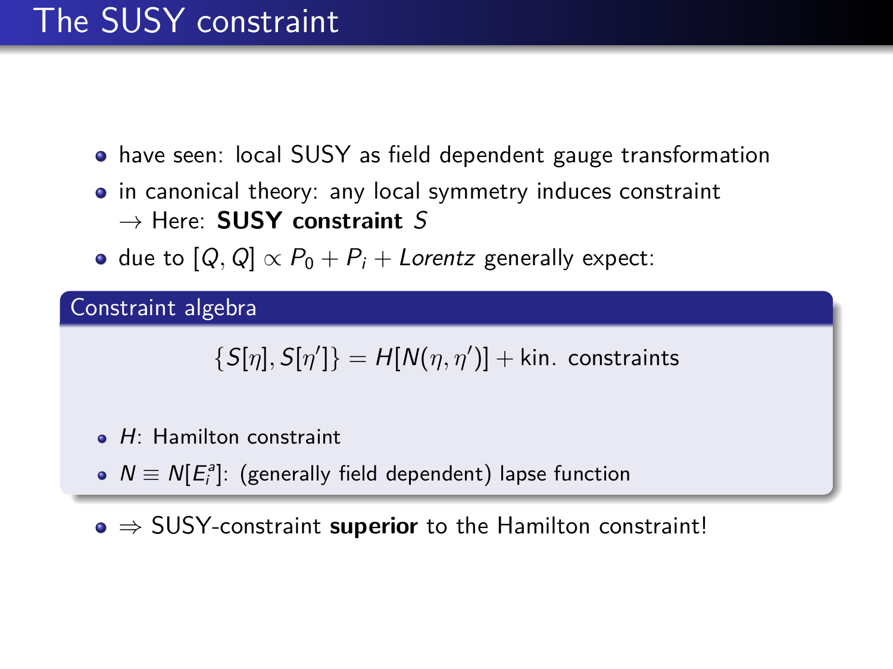# The SUSY constraint

- have seen: local SUSY as field dependent gauge transformation
- in canonical theory: any local symmetry induces constraint
  $\rightarrow$ Here: **SUSY constraint** $S$
- due to $[Q, Q] \propto P_0 + P_i + \textit{Lorentz}$ generally expect:

## Constraint algebra

$$\{S[\eta], S[\eta']\} = H[N(\eta, \eta')] + \text{kin. constraints}$$

- $H$: Hamilton constraint
- $N \equiv N[E_i^a]$: (generally field dependent) lapse function

- $\Rightarrow$ SUSY-constraint **superior** to the Hamilton constraint!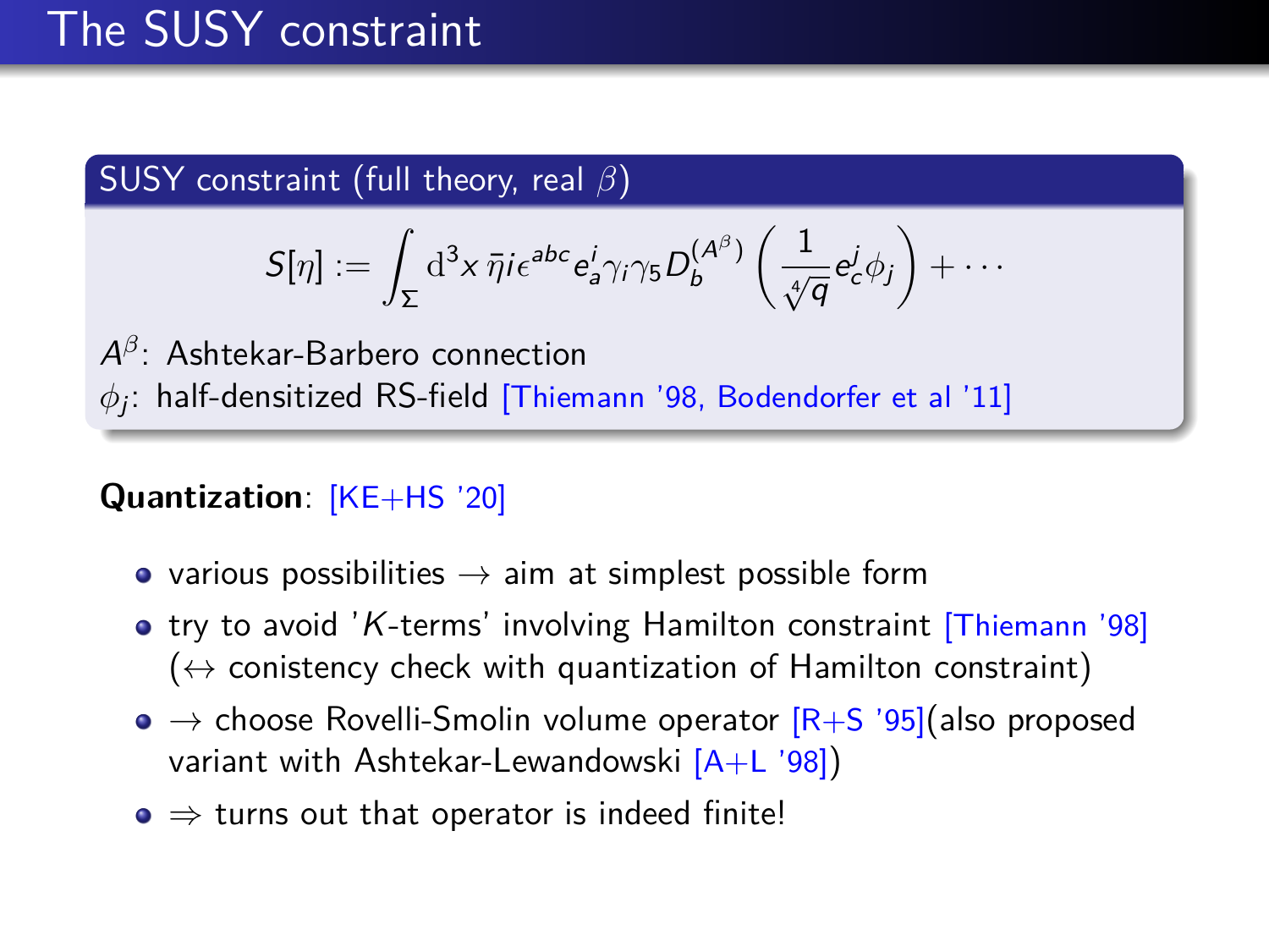# The SUSY constraint

**SUSY constraint (full theory, real $\beta$)**

$$S[\eta] := \int_\Sigma \mathrm{d}^3x\, \bar{\eta} i \epsilon^{abc} e^i_a \gamma_i \gamma_5 D_b^{(A^\beta)} \left( \frac{1}{\sqrt[4]{q}} e^j_c \phi_j \right) + \cdots$$

$A^\beta$: Ashtekar-Barbero connection
$\phi_j$: half-densitized RS-field [Thiemann '98, Bodendorfer et al '11]

**Quantization**: [KE+HS '20]

- various possibilities $\rightarrow$ aim at simplest possible form
- try to avoid '$K$-terms' involving Hamilton constraint [Thiemann '98] ($\leftrightarrow$ conistency check with quantization of Hamilton constraint)
- $\rightarrow$ choose Rovelli-Smolin volume operator [R+S '95](also proposed variant with Ashtekar-Lewandowski [A+L '98])
- $\Rightarrow$ turns out that operator is indeed finite!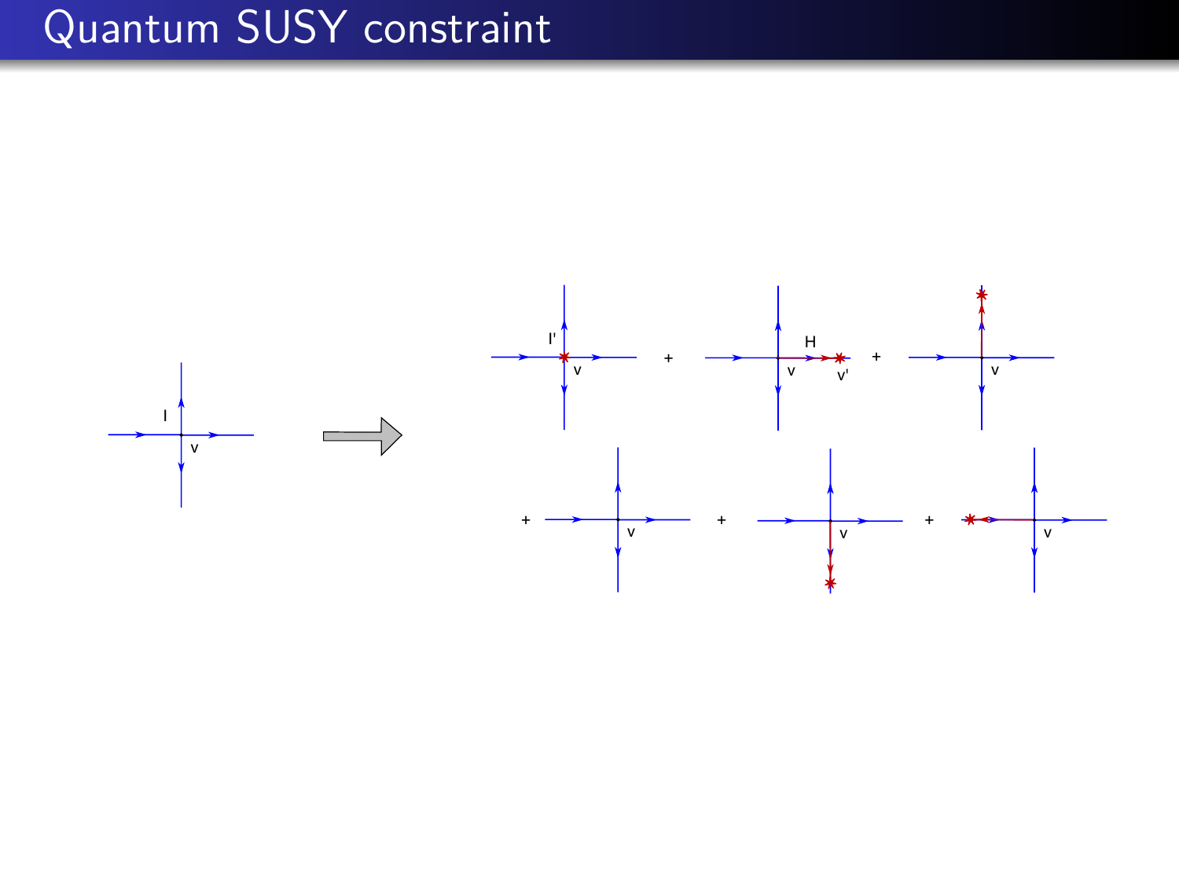# Quantum SUSY constraint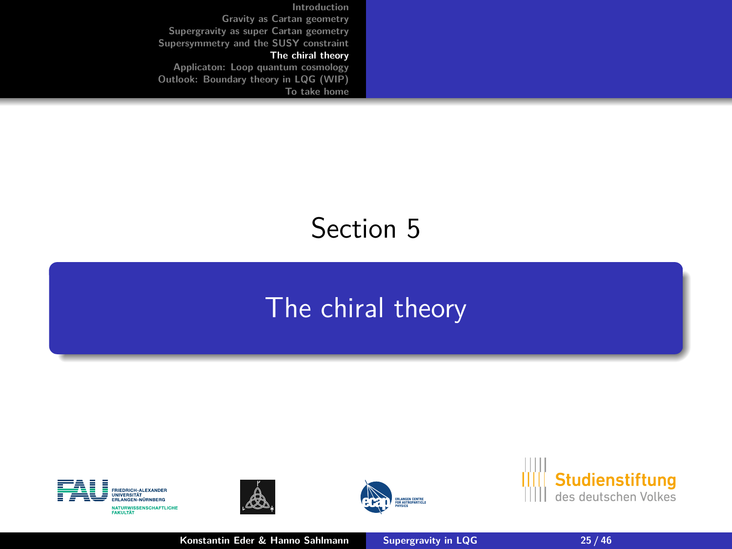## Section 5

# The chiral theory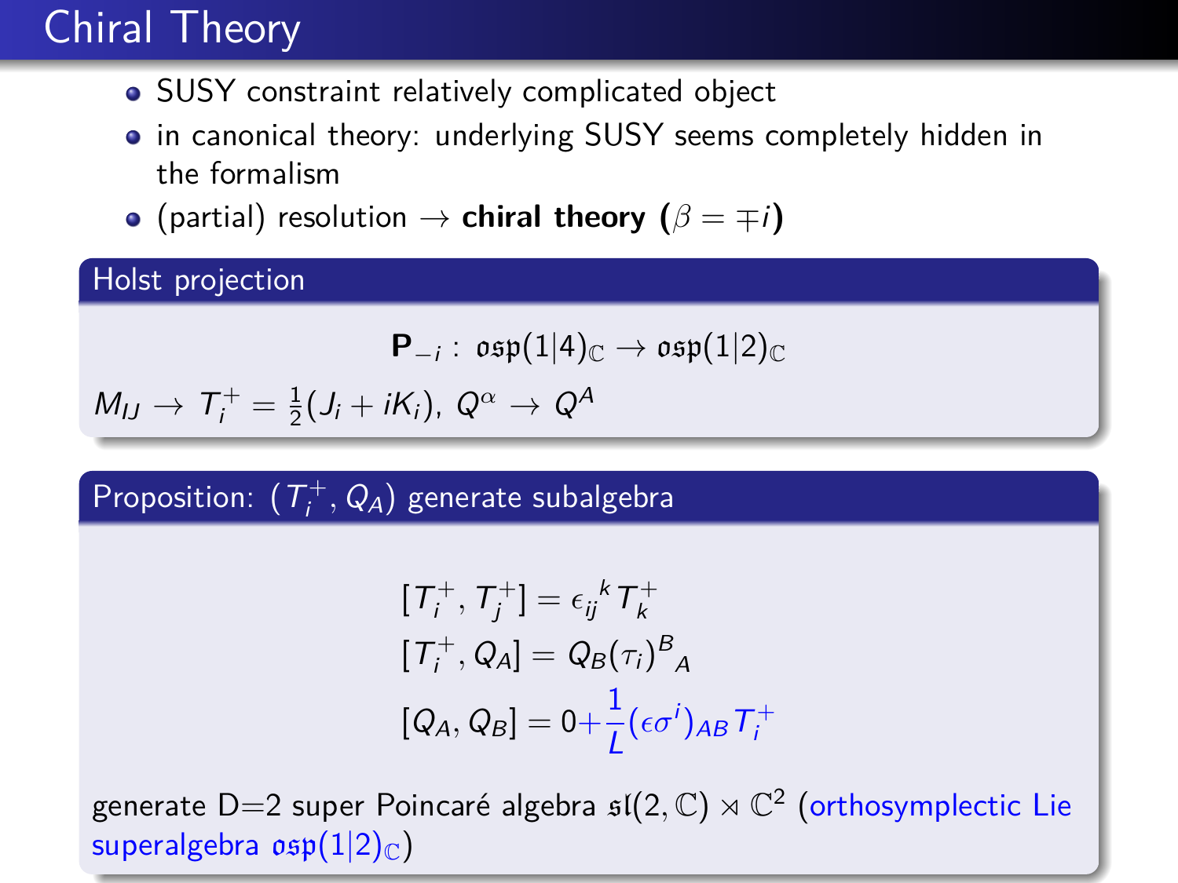# Chiral Theory

- SUSY constraint relatively complicated object
- in canonical theory: underlying SUSY seems completely hidden in the formalism
- (partial) resolution $\rightarrow$ **chiral theory** ($\beta = \mp i$)

### Holst projection

$$\mathbf{P}_{-i}: \mathfrak{osp}(1|4)_{\mathbb{C}} \rightarrow \mathfrak{osp}(1|2)_{\mathbb{C}}$$

$M_{IJ} \rightarrow T_i^+ = \frac{1}{2}(J_i + iK_i)$, $Q^\alpha \rightarrow Q^A$

### Proposition: $(T_i^+, Q_A)$ generate subalgebra

$$[T_i^+, T_j^+] = \epsilon_{ij}{}^k T_k^+$$

$$[T_i^+, Q_A] = Q_B(\tau_i)^B{}_A$$

$$[Q_A, Q_B] = 0 + \frac{1}{L}(\epsilon\sigma^i)_{AB} T_i^+$$

generate D=2 super Poincaré algebra $\mathfrak{sl}(2,\mathbb{C}) \rtimes \mathbb{C}^2$ (orthosymplectic Lie superalgebra $\mathfrak{osp}(1|2)_{\mathbb{C}}$)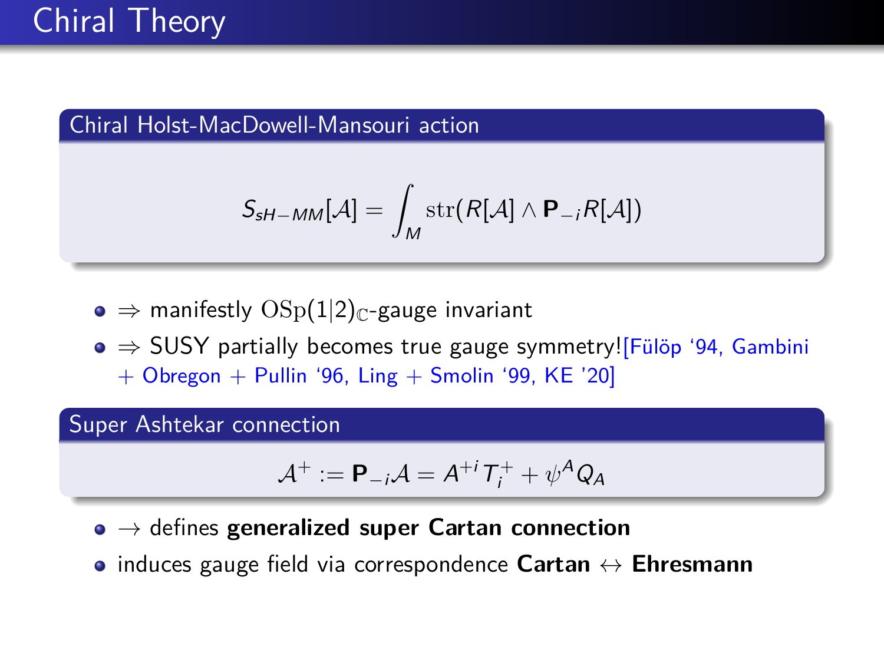# Chiral Theory

**Chiral Holst-MacDowell-Mansouri action**

$$S_{sH-MM}[\mathcal{A}] = \int_M \mathrm{str}(R[\mathcal{A}] \wedge \mathbf{P}_{-i} R[\mathcal{A}])$$

- $\Rightarrow$ manifestly $\mathrm{OSp}(1|2)_{\mathbb{C}}$-gauge invariant
- $\Rightarrow$ SUSY partially becomes true gauge symmetry![Fülöp '94, Gambini + Obregon + Pullin '96, Ling + Smolin '99, KE '20]

**Super Ashtekar connection**

$$\mathcal{A}^+ := \mathbf{P}_{-i}\mathcal{A} = A^{+i} T_i^+ + \psi^A Q_A$$

- $\rightarrow$ defines **generalized super Cartan connection**
- induces gauge field via correspondence **Cartan** $\leftrightarrow$ **Ehresmann**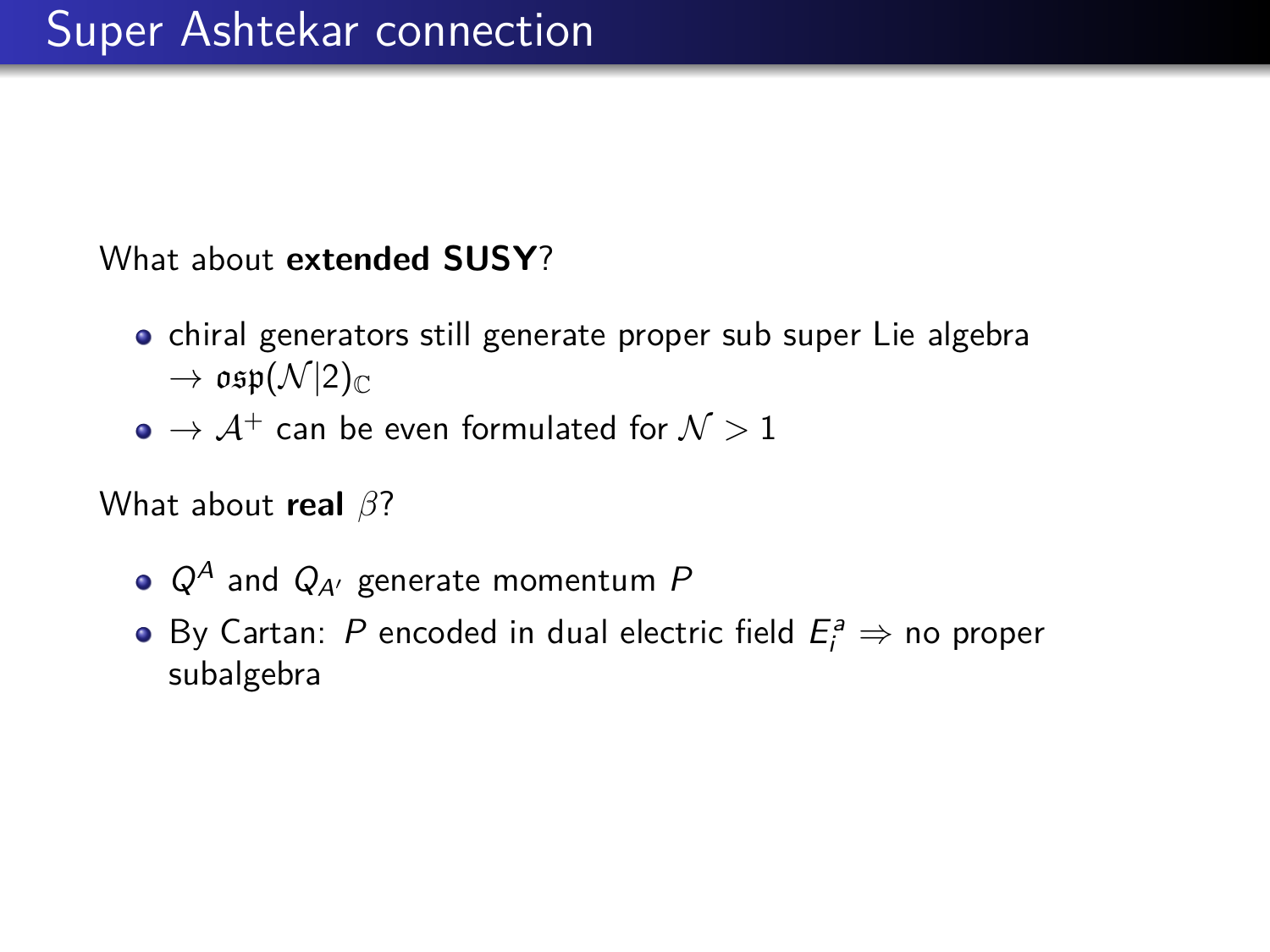# Super Ashtekar connection

What about **extended SUSY**?

- chiral generators still generate proper sub super Lie algebra $\rightarrow \mathfrak{osp}(\mathcal{N}|2)_{\mathbb{C}}$
- $\rightarrow \mathcal{A}^{+}$ can be even formulated for $\mathcal{N} > 1$

What about **real** $\beta$?

- $Q^A$ and $Q_{A'}$ generate momentum $P$
- By Cartan: $P$ encoded in dual electric field $E^a_i \Rightarrow$ no proper subalgebra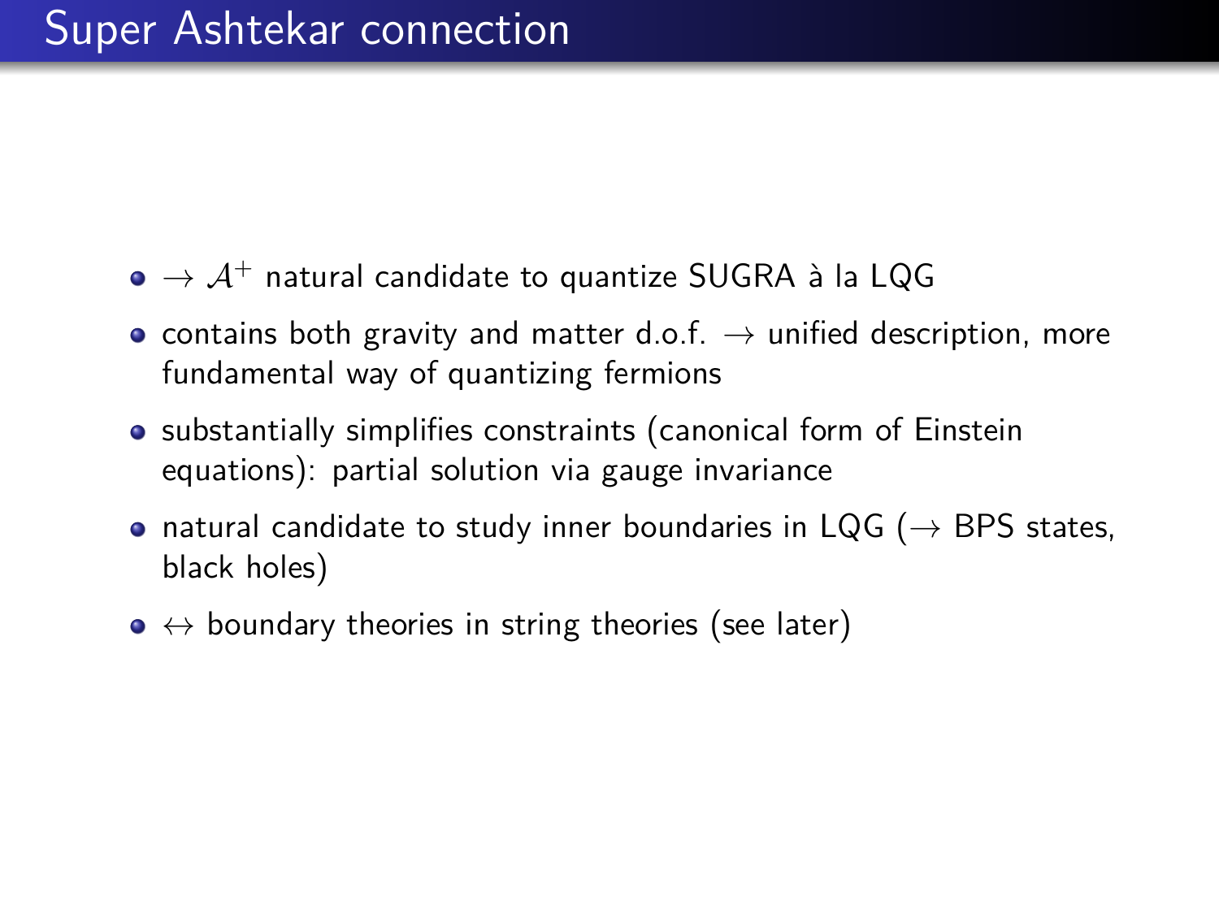# Super Ashtekar connection

- $\rightarrow \mathcal{A}^+$ natural candidate to quantize SUGRA à la LQG
- contains both gravity and matter d.o.f. $\rightarrow$ unified description, more fundamental way of quantizing fermions
- substantially simplifies constraints (canonical form of Einstein equations): partial solution via gauge invariance
- natural candidate to study inner boundaries in LQG ($\rightarrow$ BPS states, black holes)
- $\leftrightarrow$ boundary theories in string theories (see later)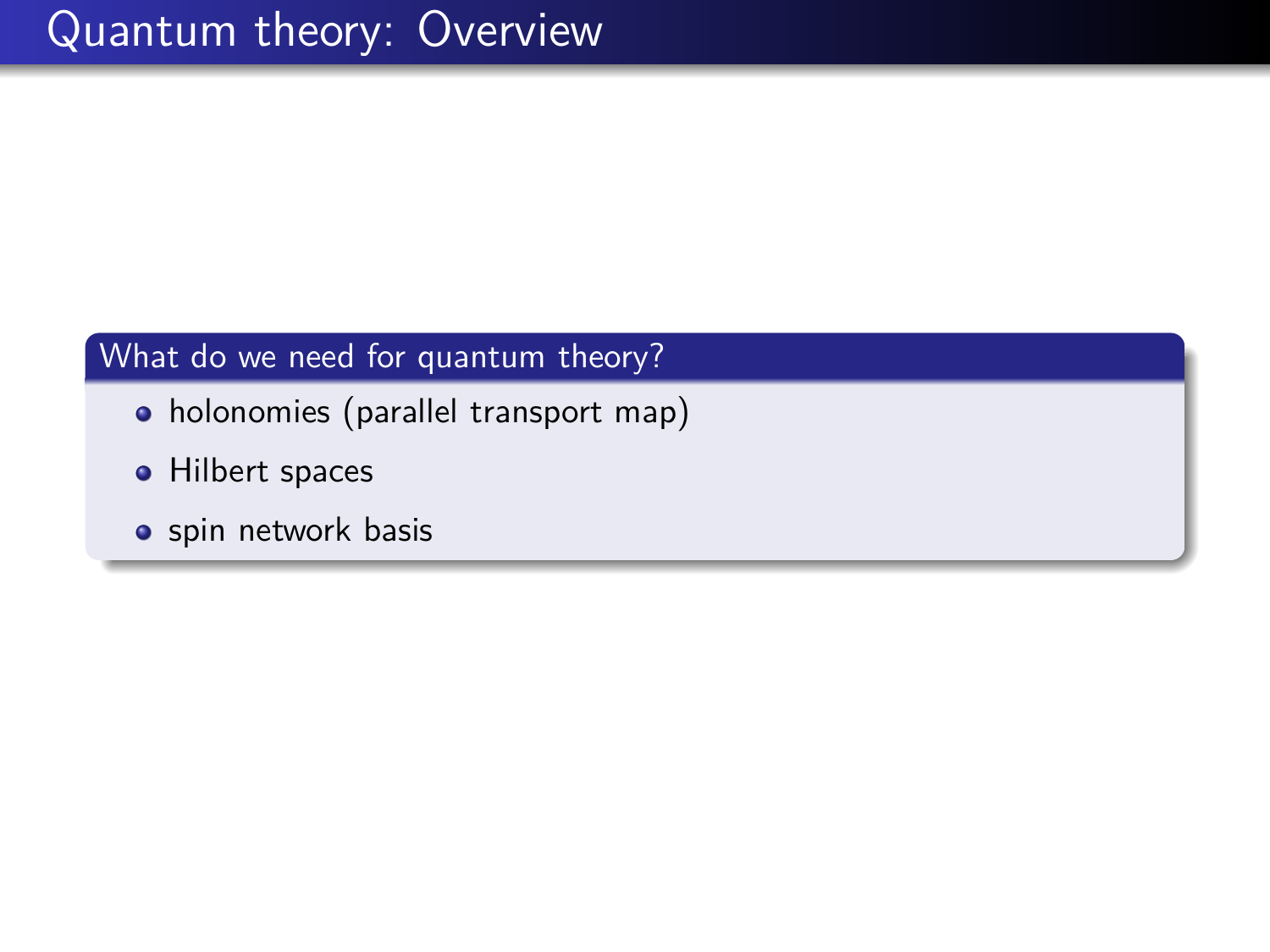# Quantum theory: Overview

**What do we need for quantum theory?**

- holonomies (parallel transport map)
- Hilbert spaces
- spin network basis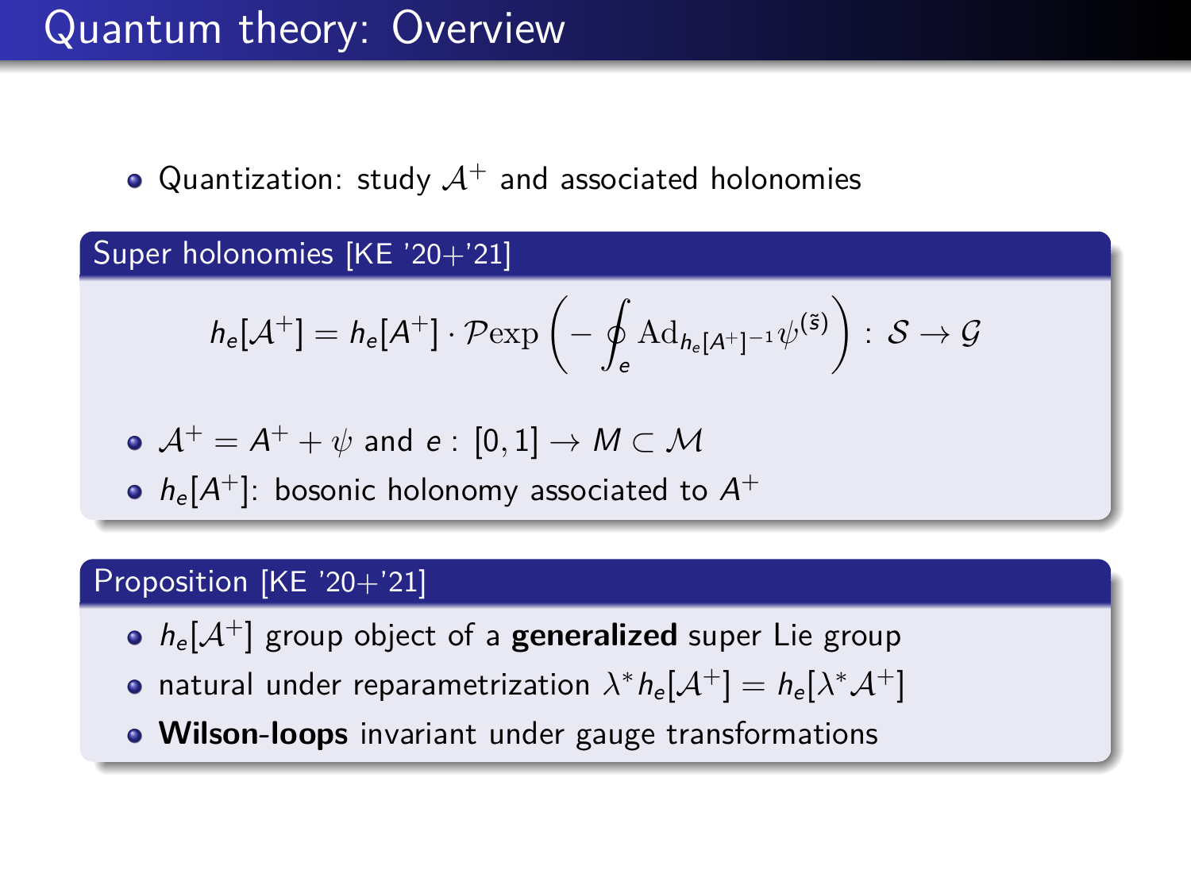# Quantum theory: Overview

- Quantization: study $\mathcal{A}^+$ and associated holonomies

### Super holonomies [KE '20+'21]

$$h_e[\mathcal{A}^+] = h_e[A^+] \cdot \mathcal{P}\mathrm{exp}\left(-\oint_e \mathrm{Ad}_{h_e[A^+]^{-1}}\psi^{(\tilde{s})}\right) : \mathcal{S} \to \mathcal{G}$$

- $\mathcal{A}^+ = A^+ + \psi$ and $e : [0,1] \to M \subset \mathcal{M}$
- $h_e[A^+]$: bosonic holonomy associated to $A^+$

### Proposition [KE '20+'21]

- $h_e[\mathcal{A}^+]$ group object of a **generalized** super Lie group
- natural under reparametrization $\lambda^* h_e[\mathcal{A}^+] = h_e[\lambda^* \mathcal{A}^+]$
- **Wilson-loops** invariant under gauge transformations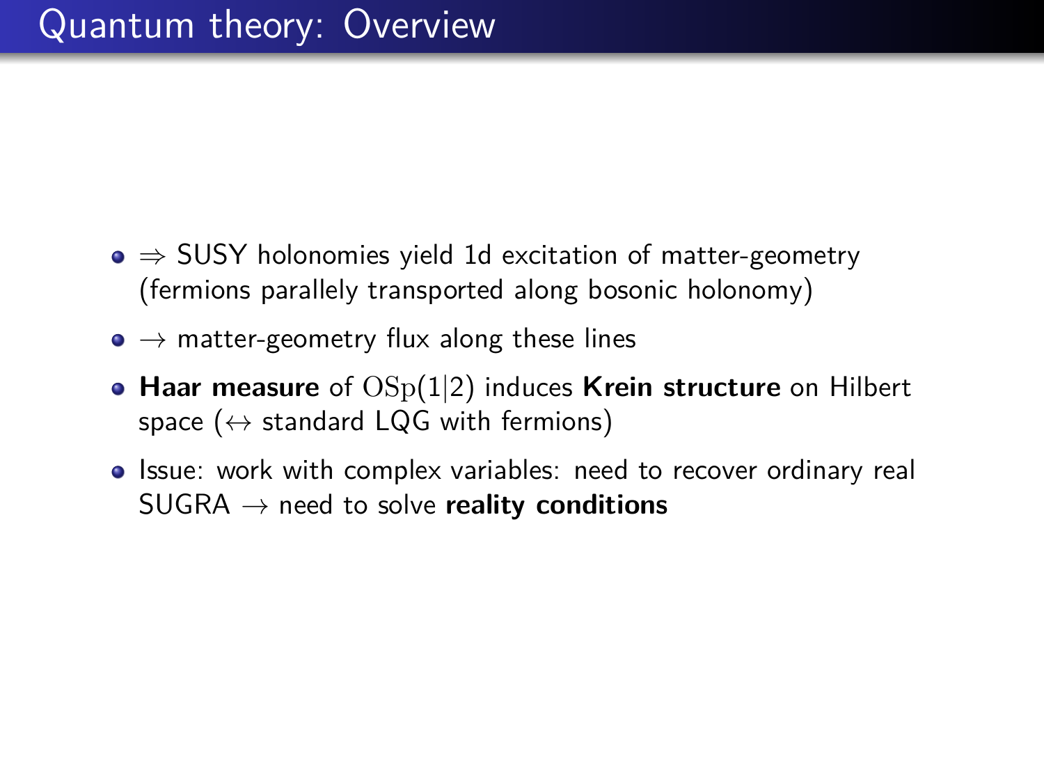# Quantum theory: Overview

- $\Rightarrow$ SUSY holonomies yield 1d excitation of matter-geometry (fermions parallely transported along bosonic holonomy)
- $\rightarrow$ matter-geometry flux along these lines
- **Haar measure** of $\mathrm{OSp}(1|2)$ induces **Krein structure** on Hilbert space ($\leftrightarrow$ standard LQG with fermions)
- Issue: work with complex variables: need to recover ordinary real SUGRA $\rightarrow$ need to solve **reality conditions**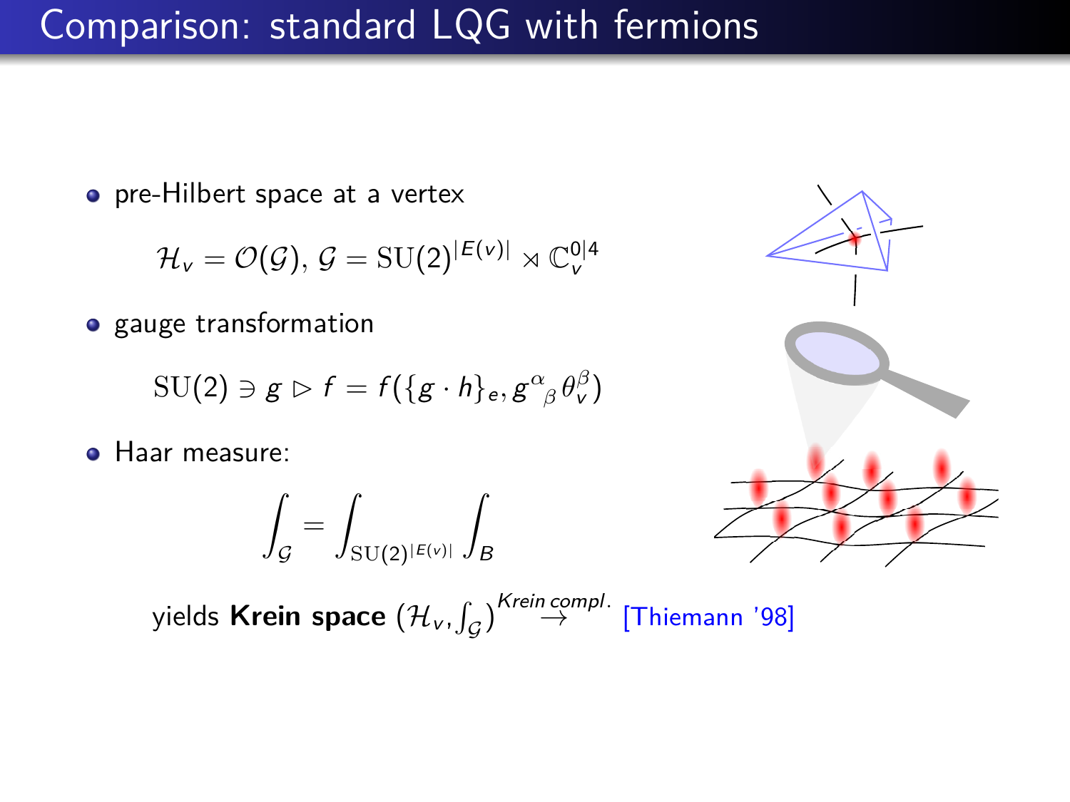# Comparison: standard LQG with fermions

- pre-Hilbert space at a vertex

$$\mathcal{H}_v = \mathcal{O}(\mathcal{G}),\ \mathcal{G} = \mathrm{SU}(2)^{|E(v)|} \rtimes \mathbb{C}_v^{0|4}$$

- gauge transformation

$$\mathrm{SU}(2) \ni g \triangleright f = f(\{g \cdot h\}_e, g^{\alpha}{}_{\beta}\theta_v^{\beta})$$

- Haar measure:

$$\int_{\mathcal{G}} = \int_{\mathrm{SU}(2)^{|E(v)|}} \int_B$$

yields **Krein space** $(\mathcal{H}_v, \int_{\mathcal{G}}) \overset{\text{Krein compl.}}{\to}$ [Thiemann '98]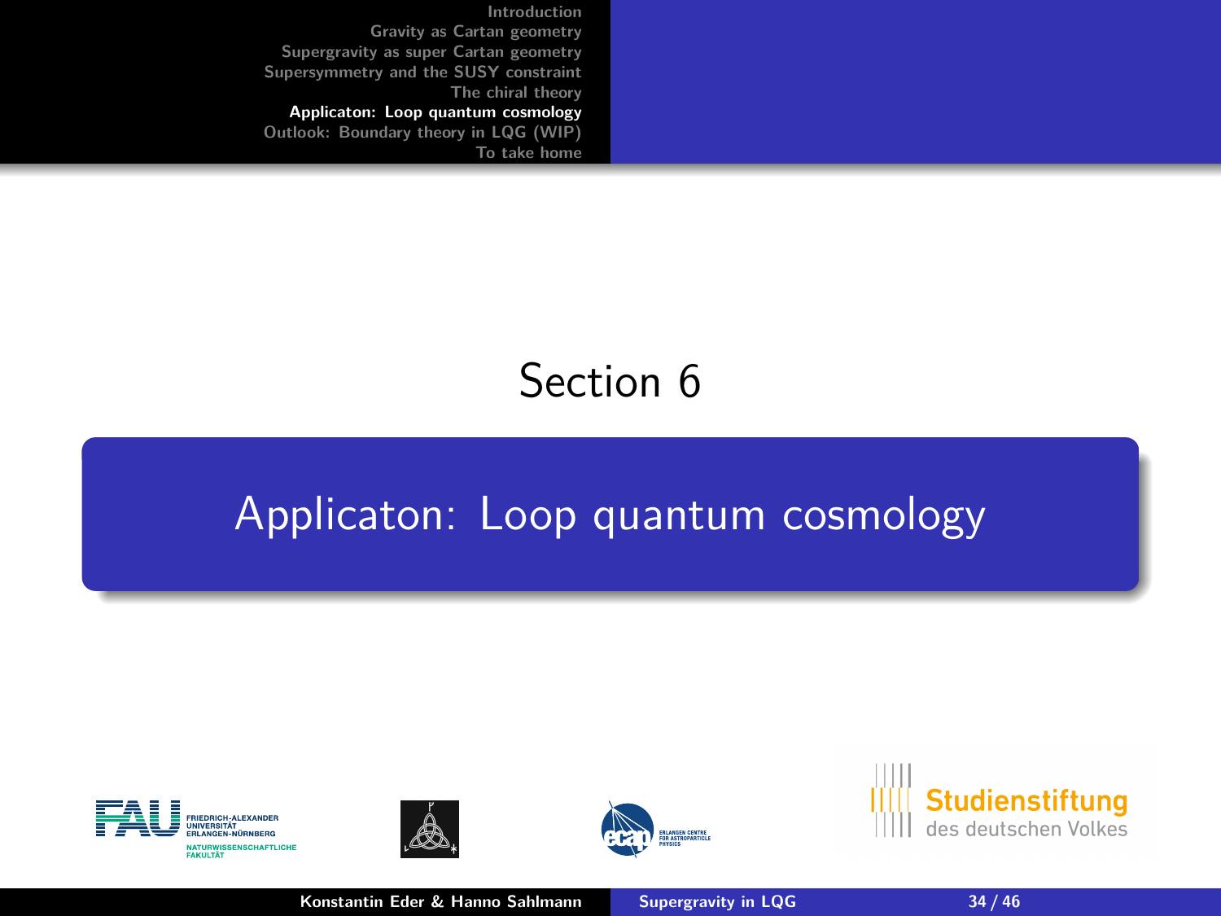Section 6

# Applicaton: Loop quantum cosmology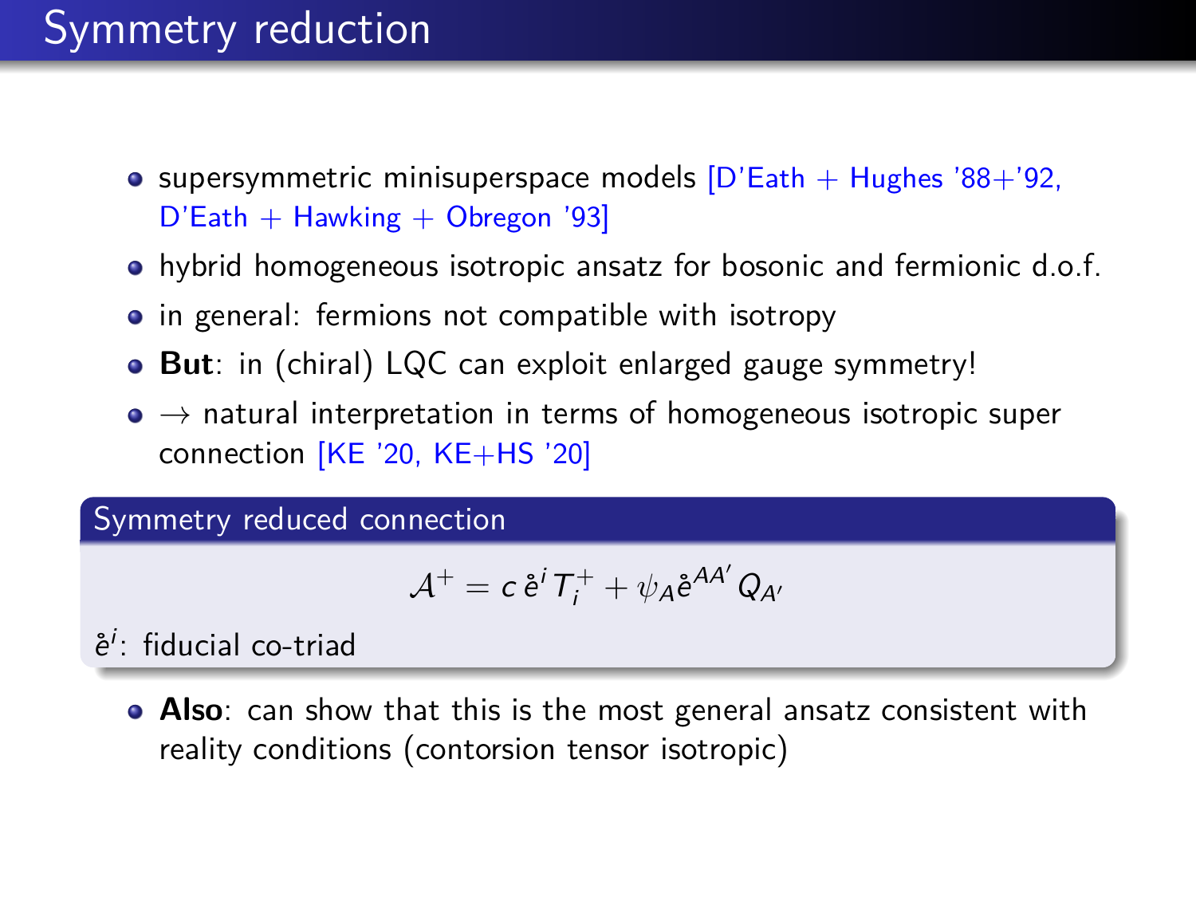# Symmetry reduction

- supersymmetric minisuperspace models [D'Eath + Hughes '88+'92, D'Eath + Hawking + Obregon '93]
- hybrid homogeneous isotropic ansatz for bosonic and fermionic d.o.f.
- in general: fermions not compatible with isotropy
- **But**: in (chiral) LQC can exploit enlarged gauge symmetry!
- $\rightarrow$ natural interpretation in terms of homogeneous isotropic super connection [KE '20, KE+HS '20]

**Symmetry reduced connection**

$$\mathcal{A}^{+} = c\,\mathring{e}^{i}\,T_{i}^{+} + \psi_{A}\mathring{e}^{AA'}\,Q_{A'}$$

$\mathring{e}^{i}$: fiducial co-triad

- **Also**: can show that this is the most general ansatz consistent with reality conditions (contorsion tensor isotropic)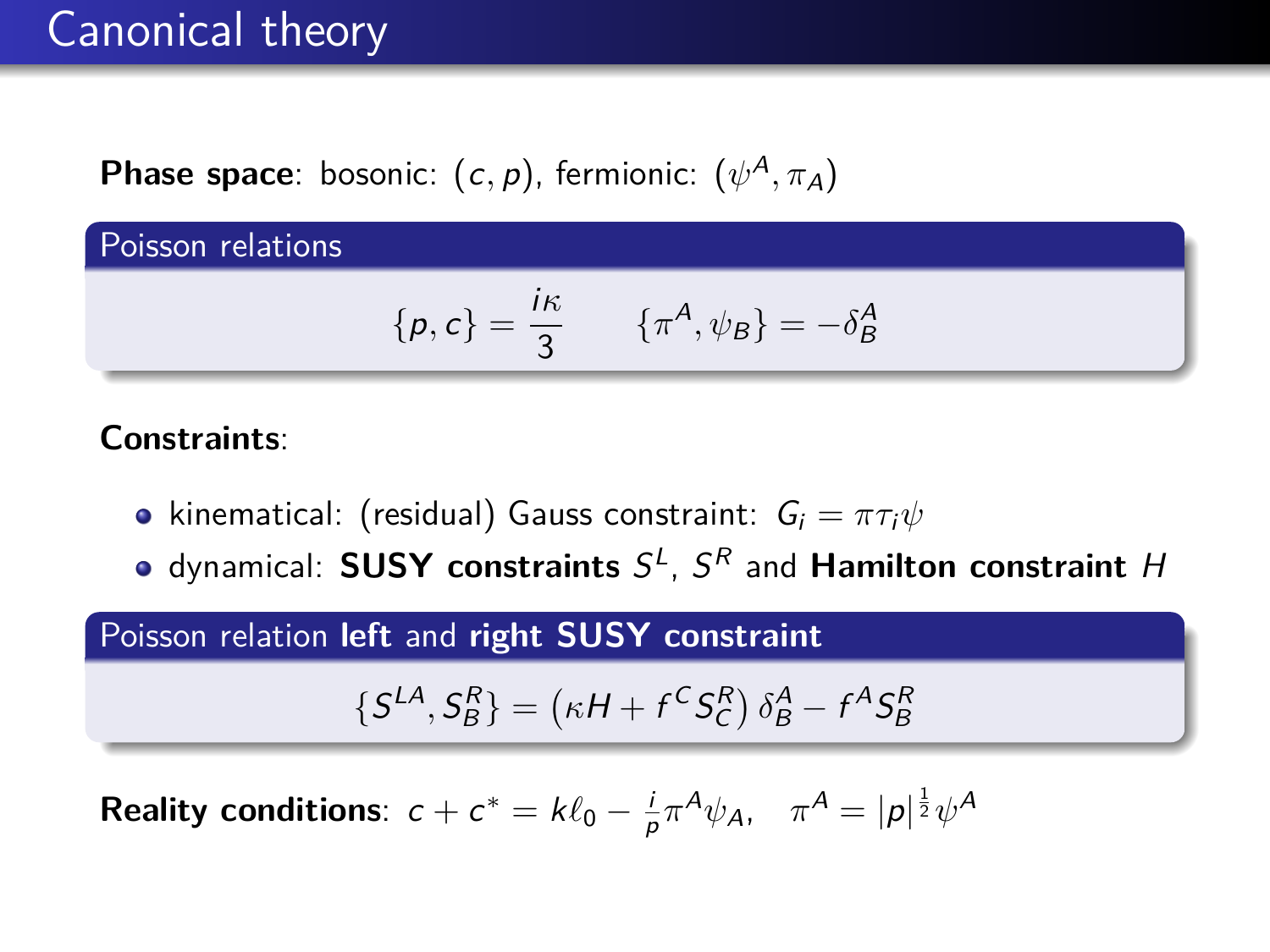# Canonical theory

**Phase space**: bosonic: $(c, p)$, fermionic: $(\psi^A, \pi_A)$

**Poisson relations**

$$\{p, c\} = \frac{i\kappa}{3} \qquad \{\pi^A, \psi_B\} = -\delta^A_B$$

**Constraints**:

- kinematical: (residual) Gauss constraint: $G_i = \pi\tau_i\psi$
- dynamical: **SUSY constraints** $S^L$, $S^R$ and **Hamilton constraint** $H$

**Poisson relation left and right SUSY constraint**

$$\{S^{LA}, S^R_B\} = \left(\kappa H + f^C S^R_C\right)\delta^A_B - f^A S^R_B$$

**Reality conditions**: $c + c^* = k\ell_0 - \frac{i}{p}\pi^A\psi_A, \quad \pi^A = |p|^{\frac{1}{2}}\psi^A$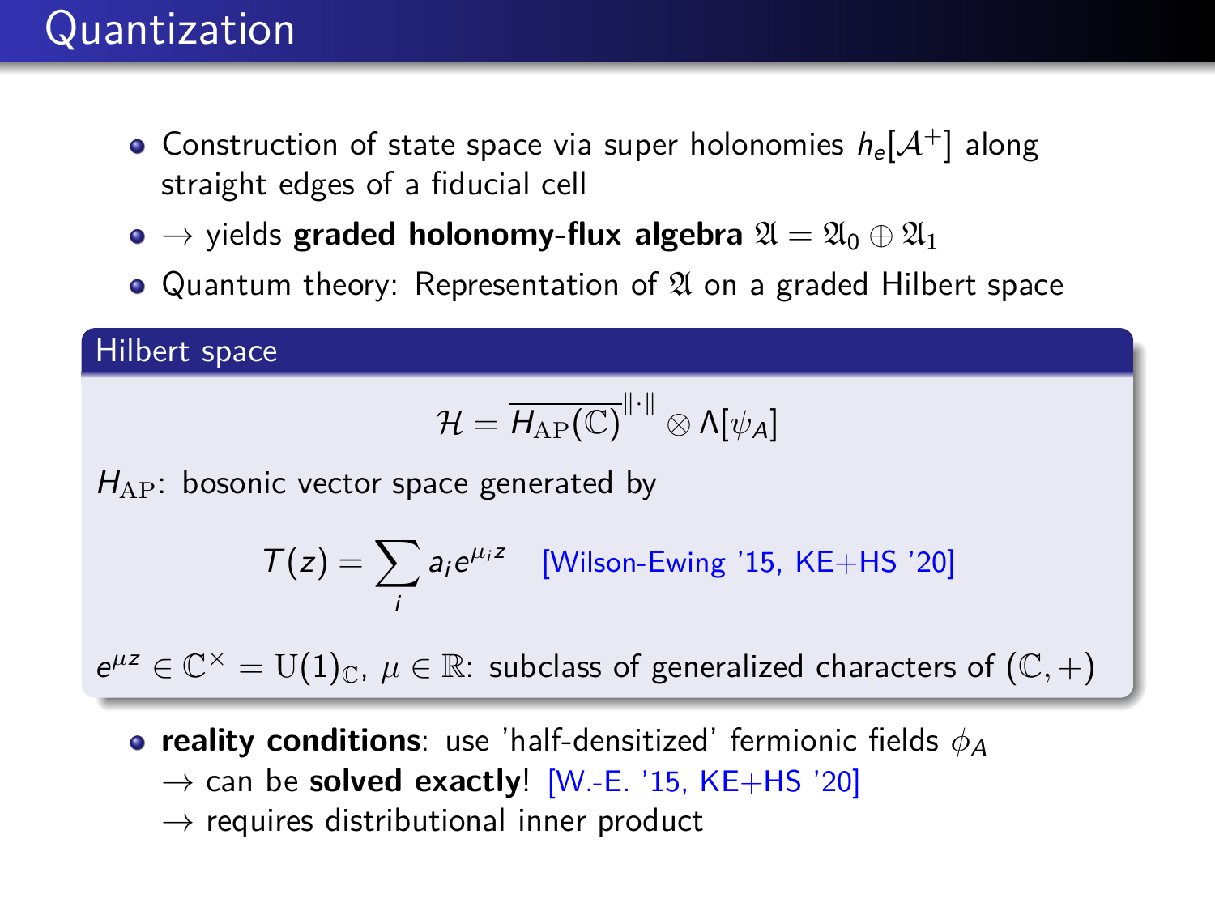# Quantization

- Construction of state space via super holonomies $h_e[\mathcal{A}^+]$ along straight edges of a fiducial cell
- $\rightarrow$ yields **graded holonomy-flux algebra** $\mathfrak{A} = \mathfrak{A}_0 \oplus \mathfrak{A}_1$
- Quantum theory: Representation of $\mathfrak{A}$ on a graded Hilbert space

## Hilbert space

$$\mathcal{H} = \overline{H_{\mathrm{AP}}(\mathbb{C})}^{\|\cdot\|} \otimes \Lambda[\psi_A]$$

$H_{\mathrm{AP}}$: bosonic vector space generated by

$$T(z) = \sum_i a_i e^{\mu_i z} \quad \text{[Wilson-Ewing '15, KE+HS '20]}$$

$e^{\mu z} \in \mathbb{C}^\times = \mathrm{U}(1)_{\mathbb{C}}$, $\mu \in \mathbb{R}$: subclass of generalized characters of $(\mathbb{C}, +)$

- **reality conditions**: use 'half-densitized' fermionic fields $\phi_A$
  $\rightarrow$ can be **solved exactly**! [W.-E. '15, KE+HS '20]
  $\rightarrow$ requires distributional inner product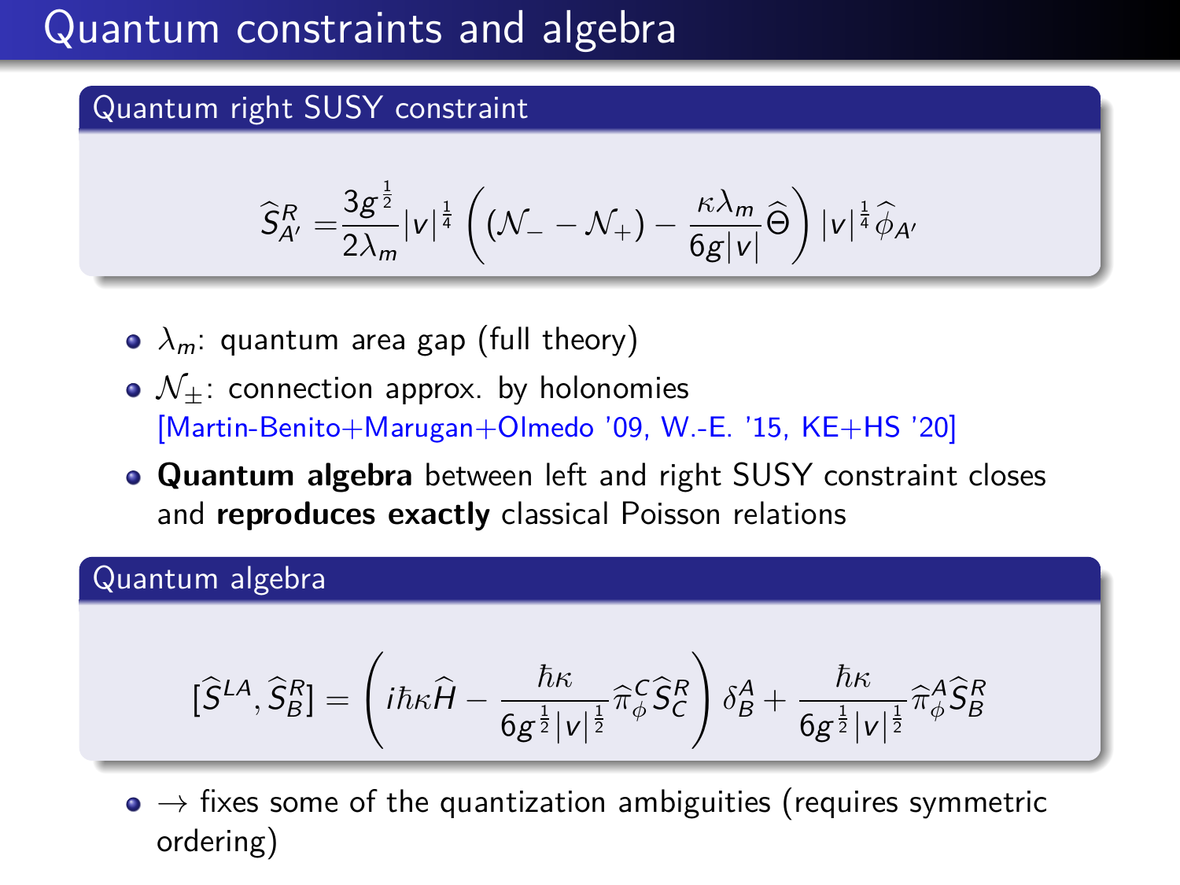# Quantum constraints and algebra

## Quantum right SUSY constraint

$$\widehat{S}^R_{A'} = \frac{3g^{\frac{1}{2}}}{2\lambda_m}|v|^{\frac{1}{4}} \left( (\mathcal{N}_- - \mathcal{N}_+) - \frac{\kappa\lambda_m}{6g|v|}\widehat{\Theta} \right) |v|^{\frac{1}{4}} \widehat{\phi}_{A'}$$

- $\lambda_m$: quantum area gap (full theory)
- $\mathcal{N}_\pm$: connection approx. by holonomies [Martin-Benito+Marugan+Olmedo '09, W.-E. '15, KE+HS '20]
- **Quantum algebra** between left and right SUSY constraint closes and **reproduces exactly** classical Poisson relations

## Quantum algebra

$$[\widehat{S}^{LA}, \widehat{S}^R_B] = \left( i\hbar\kappa\widehat{H} - \frac{\hbar\kappa}{6g^{\frac{1}{2}}|v|^{\frac{1}{2}}}\widehat{\pi}^C_\phi \widehat{S}^R_C \right) \delta^A_B + \frac{\hbar\kappa}{6g^{\frac{1}{2}}|v|^{\frac{1}{2}}}\widehat{\pi}^A_\phi \widehat{S}^R_B$$

- $\rightarrow$ fixes some of the quantization ambiguities (requires symmetric ordering)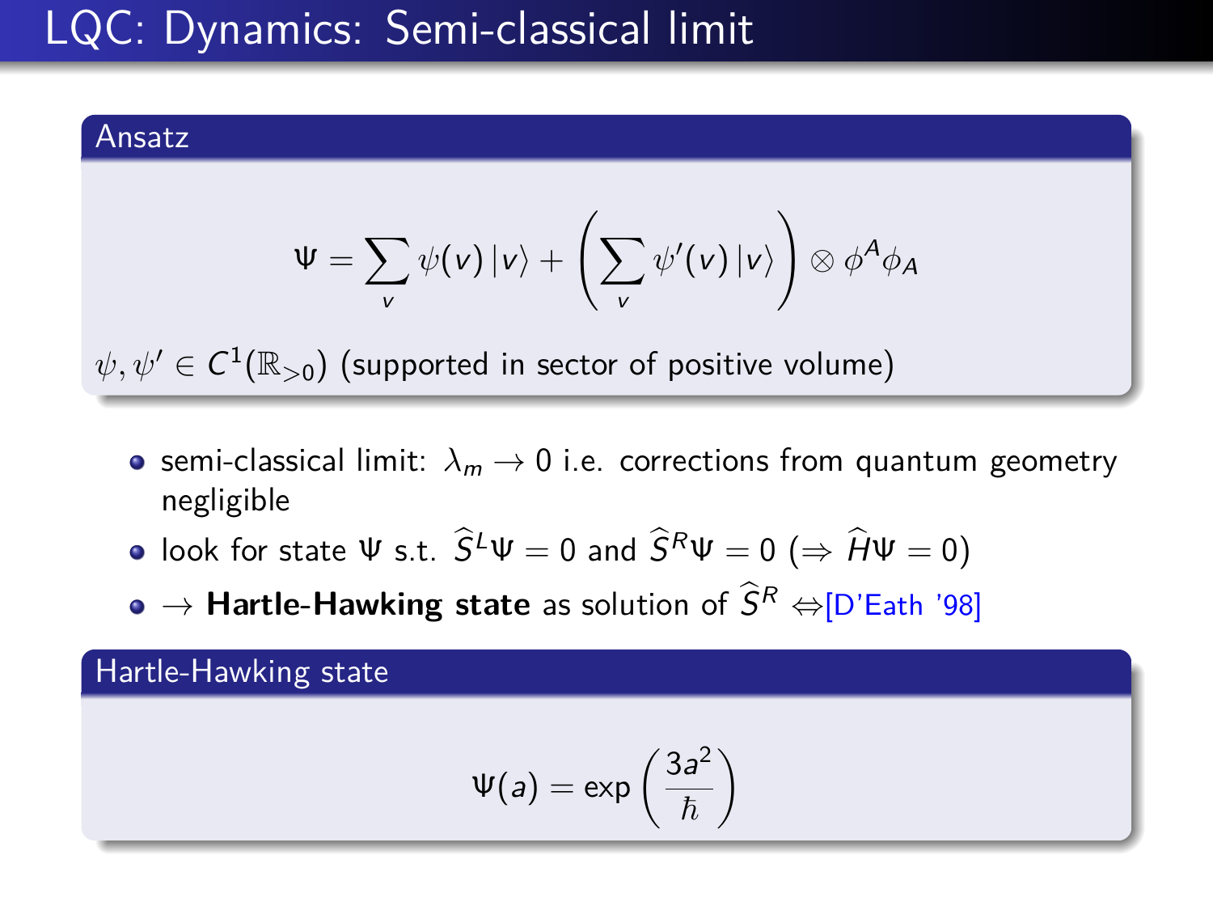# LQC: Dynamics: Semi-classical limit

### Ansatz

$$\Psi = \sum_v \psi(v)\,|v\rangle + \left(\sum_v \psi'(v)\,|v\rangle\right) \otimes \phi^A \phi_A$$

$\psi, \psi' \in C^1(\mathbb{R}_{>0})$ (supported in sector of positive volume)

- semi-classical limit: $\lambda_m \to 0$ i.e. corrections from quantum geometry negligible
- look for state $\Psi$ s.t. $\widehat{S}^L \Psi = 0$ and $\widehat{S}^R \Psi = 0$ ($\Rightarrow \widehat{H}\Psi = 0$)
- $\to$ **Hartle-Hawking state** as solution of $\widehat{S}^R$ $\Leftrightarrow$[D'Eath '98]

### Hartle-Hawking state

$$\Psi(a) = \exp\left(\frac{3a^2}{\hbar}\right)$$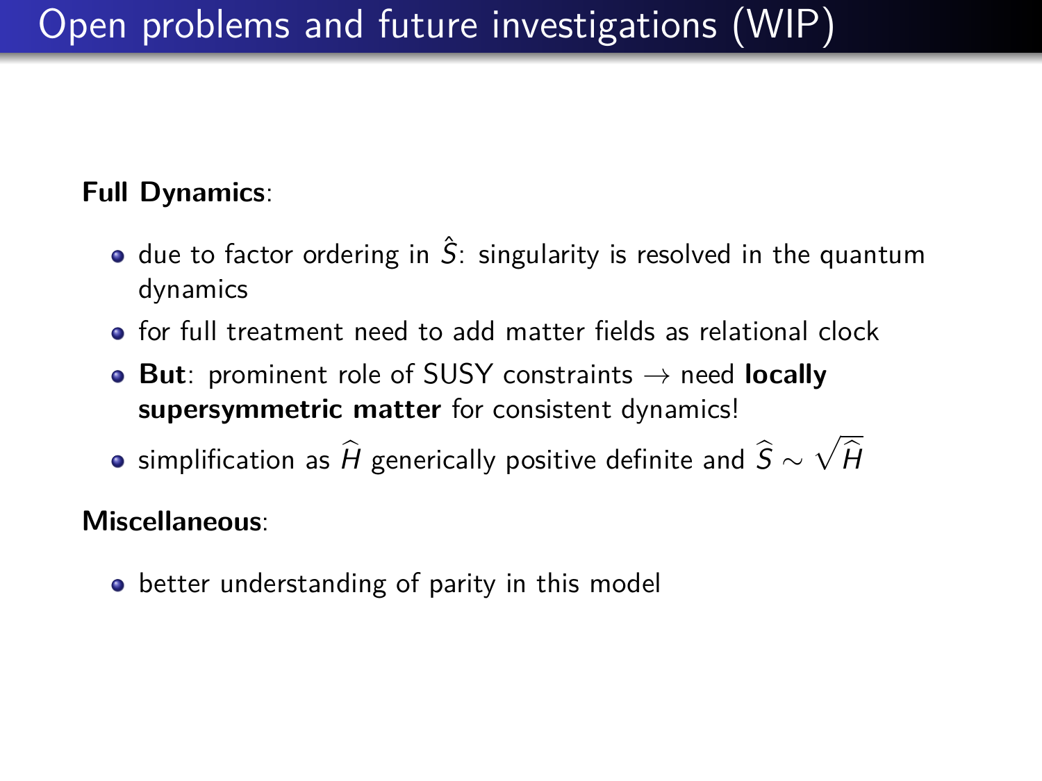# Open problems and future investigations (WIP)

**Full Dynamics**:

- due to factor ordering in $\hat{S}$: singularity is resolved in the quantum dynamics
- for full treatment need to add matter fields as relational clock
- **But**: prominent role of SUSY constraints $\rightarrow$ need **locally supersymmetric matter** for consistent dynamics!
- simplification as $\widehat{H}$ generically positive definite and $\widehat{S} \sim \sqrt{\widehat{H}}$

**Miscellaneous**:

- better understanding of parity in this model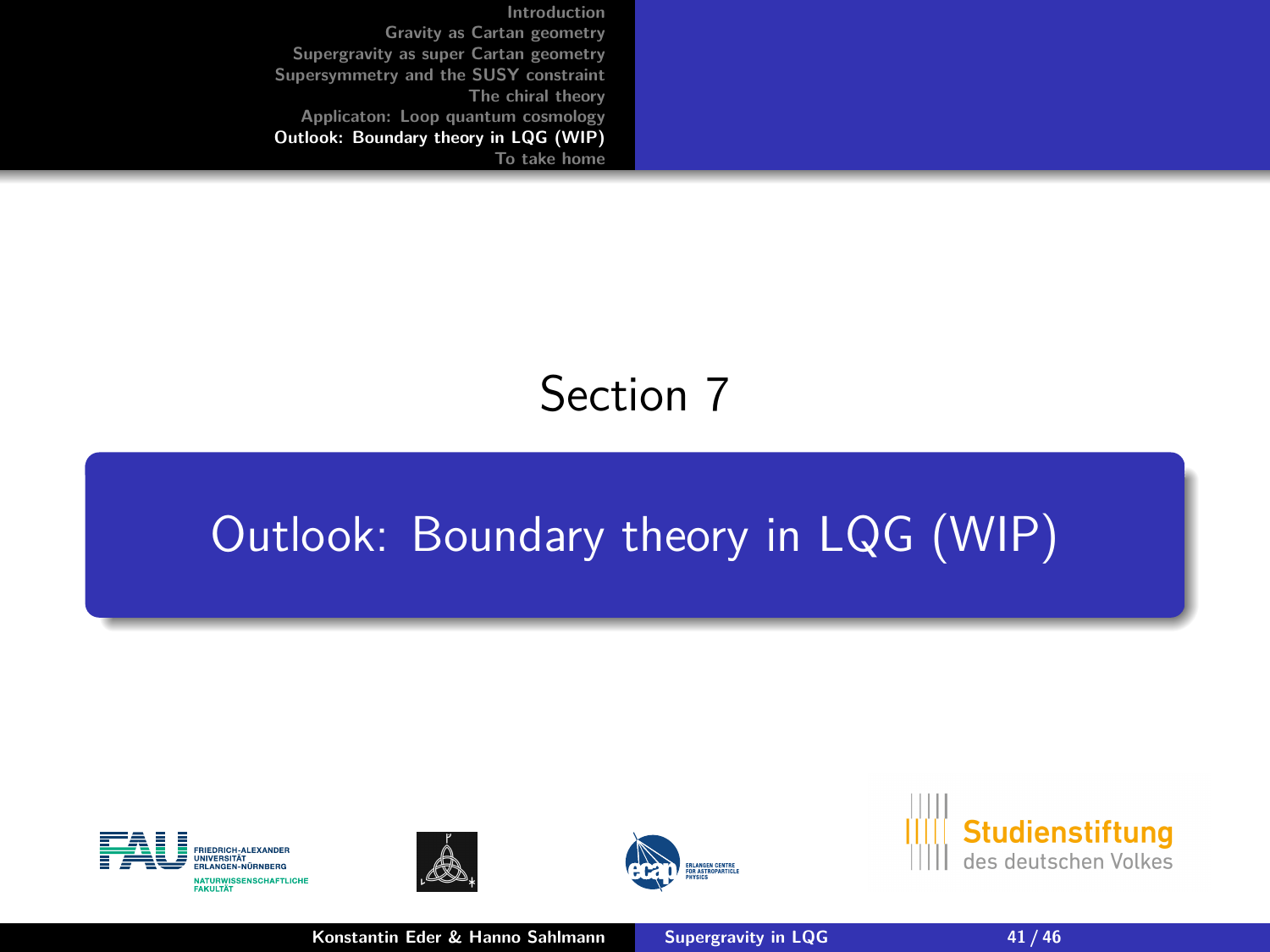# Section 7

## Outlook: Boundary theory in LQG (WIP)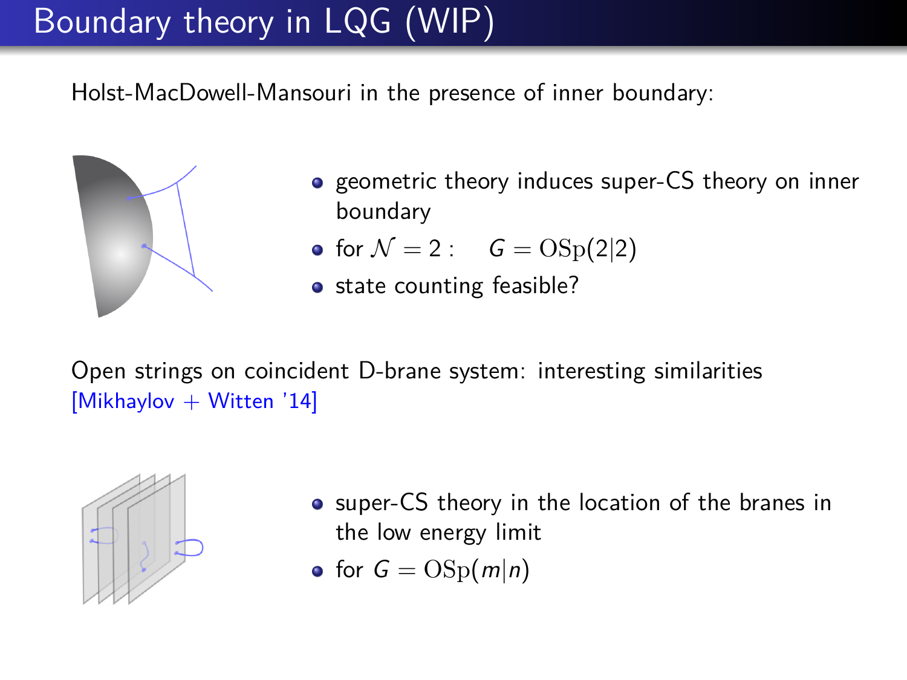# Boundary theory in LQG (WIP)

Holst-MacDowell-Mansouri in the presence of inner boundary:

- geometric theory induces super-CS theory on inner boundary
- for $\mathcal{N} = 2$ : $\quad G = \mathrm{OSp}(2|2)$
- state counting feasible?

Open strings on coincident D-brane system: interesting similarities [Mikhaylov + Witten '14]

- super-CS theory in the location of the branes in the low energy limit
- for $G = \mathrm{OSp}(m|n)$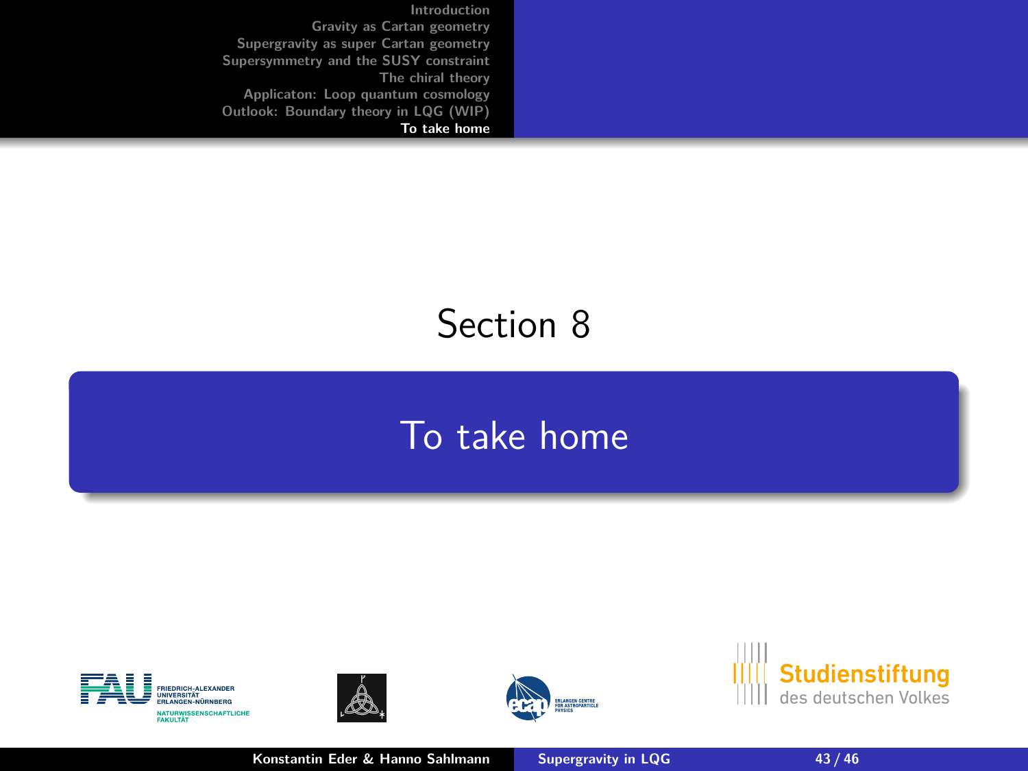Section 8

# To take home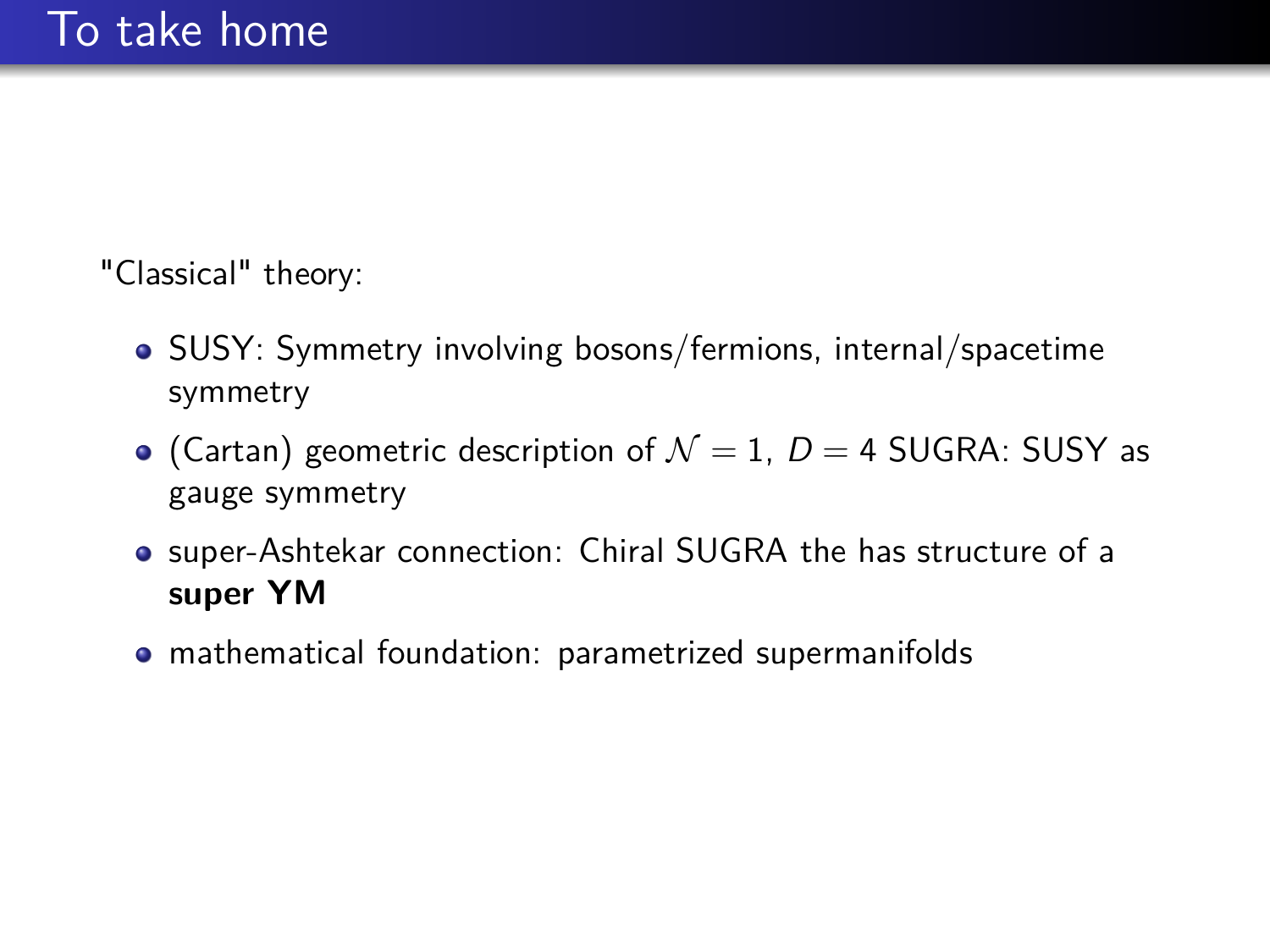# To take home

"Classical" theory:

- SUSY: Symmetry involving bosons/fermions, internal/spacetime symmetry
- (Cartan) geometric description of $\mathcal{N} = 1$, $D = 4$ SUGRA: SUSY as gauge symmetry
- super-Ashtekar connection: Chiral SUGRA the has structure of a **super YM**
- mathematical foundation: parametrized supermanifolds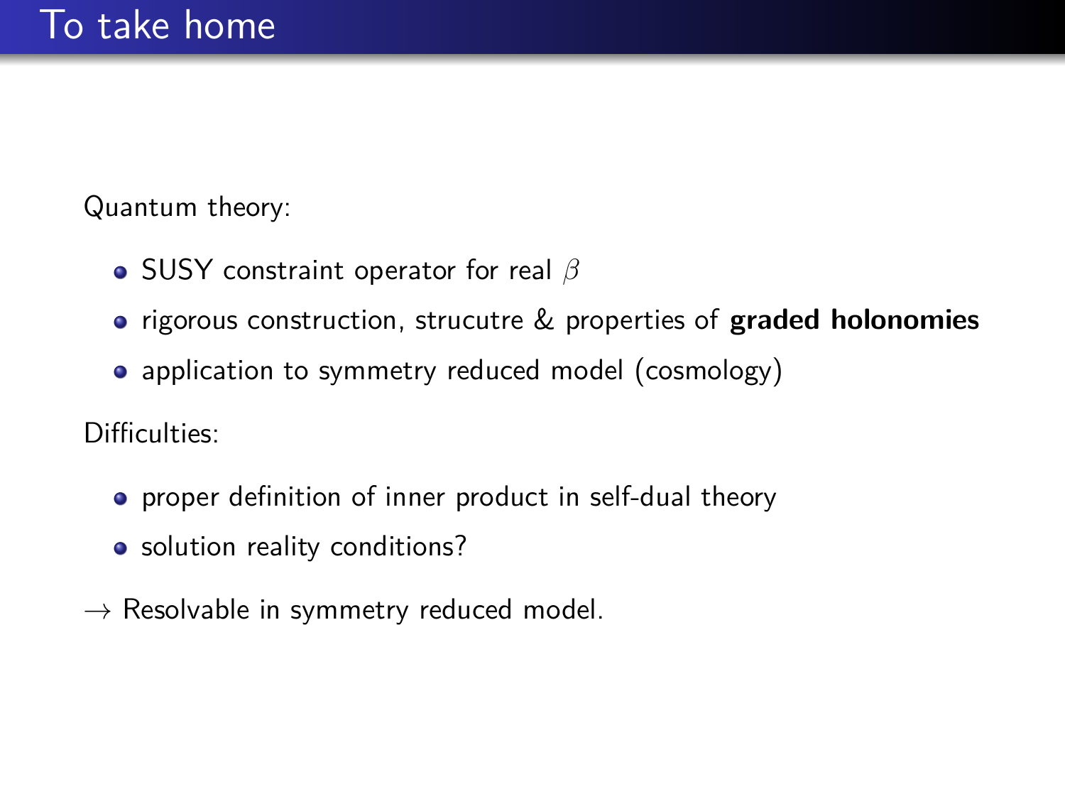# To take home

Quantum theory:

- SUSY constraint operator for real $\beta$
- rigorous construction, strucutre & properties of **graded holonomies**
- application to symmetry reduced model (cosmology)

Difficulties:

- proper definition of inner product in self-dual theory
- solution reality conditions?

$\rightarrow$ Resolvable in symmetry reduced model.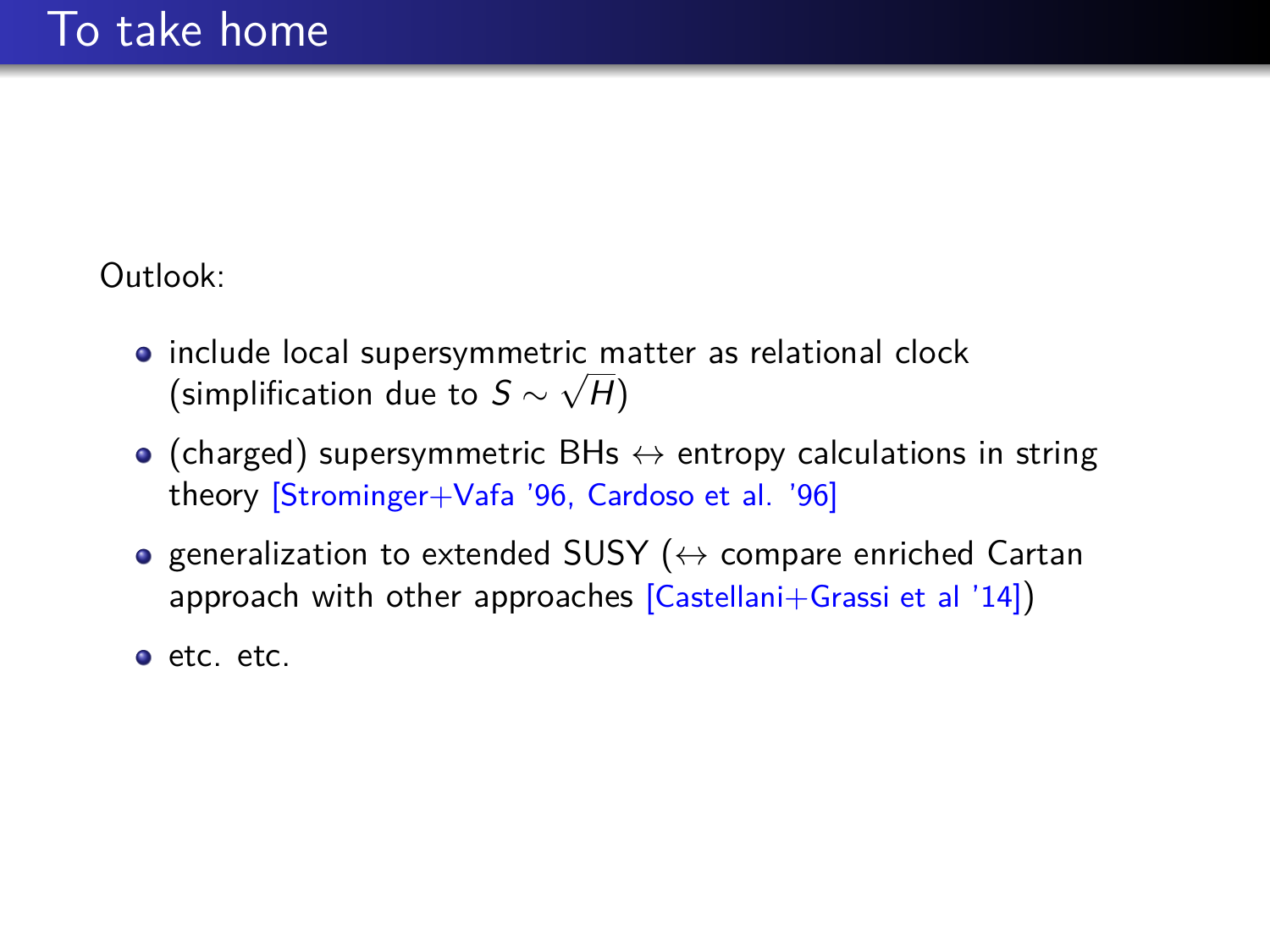# To take home

Outlook:

- include local supersymmetric matter as relational clock (simplification due to $S \sim \sqrt{H}$)
- (charged) supersymmetric BHs $\leftrightarrow$ entropy calculations in string theory [Strominger+Vafa '96, Cardoso et al. '96]
- generalization to extended SUSY ($\leftrightarrow$ compare enriched Cartan approach with other approaches [Castellani+Grassi et al '14])
- etc. etc.